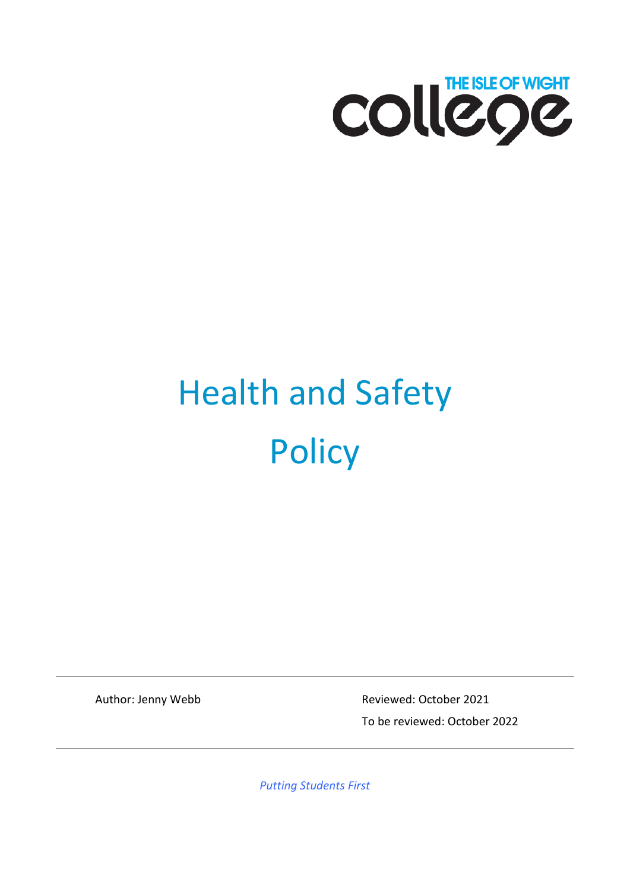THE ISLE OF WIGHT college

# Health and Safety Policy

Author: Jenny Webb

Reviewed: October 2021

To be reviewed: October 2022

*Putting Students First*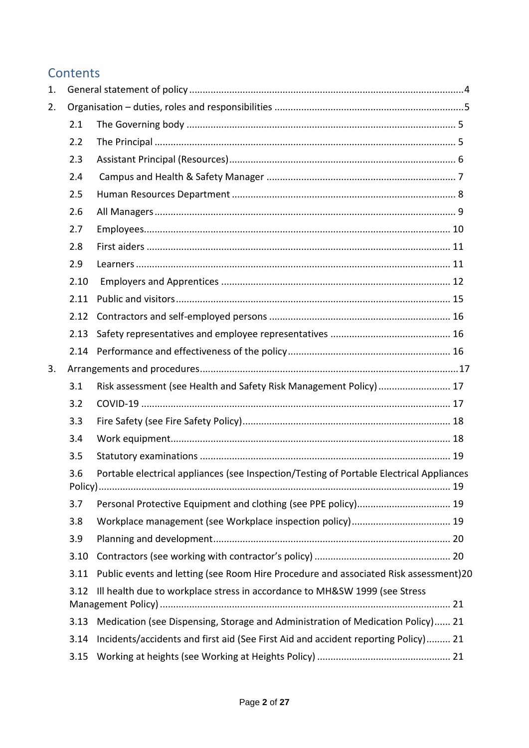## Contents

1. General statement of policy ....................................................................................................4
2. Organisation – duties, roles and responsibilities ......................................................................5
   - 2.1 The Governing body ................................................................................................... 5
   - 2.2 The Principal ............................................................................................................... 5
   - 2.3 Assistant Principal (Resources).................................................................................... 6
   - 2.4 Campus and Health & Safety Manager ...................................................................... 7
   - 2.5 Human Resources Department .................................................................................. 8
   - 2.6 All Managers ............................................................................................................... 9
   - 2.7 Employees................................................................................................................. 10
   - 2.8 First aiders ................................................................................................................ 11
   - 2.9 Learners .................................................................................................................... 11
   - 2.10 Employers and Apprentices ..................................................................................... 12
   - 2.11 Public and visitors..................................................................................................... 15
   - 2.12 Contractors and self-employed persons ................................................................... 16
   - 2.13 Safety representatives and employee representatives ............................................ 16
   - 2.14 Performance and effectiveness of the policy............................................................ 16
3. Arrangements and procedures...............................................................................................17
   - 3.1 Risk assessment (see Health and Safety Risk Management Policy) ........................... 17
   - 3.2 COVID-19 .................................................................................................................. 17
   - 3.3 Fire Safety (see Fire Safety Policy)............................................................................. 18
   - 3.4 Work equipment....................................................................................................... 18
   - 3.5 Statutory examinations ............................................................................................. 19
   - 3.6 Portable electrical appliances (see Inspection/Testing of Portable Electrical Appliances Policy).................................................................................................................................. 19
   - 3.7 Personal Protective Equipment and clothing (see PPE policy).................................. 19
   - 3.8 Workplace management (see Workplace inspection policy)..................................... 19
   - 3.9 Planning and development........................................................................................ 20
   - 3.10 Contractors (see working with contractor's policy) .................................................. 20
   - 3.11 Public events and letting (see Room Hire Procedure and associated Risk assessment)20
   - 3.12 Ill health due to workplace stress in accordance to MH&SW 1999 (see Stress Management Policy) ........................................................................................................... 21
   - 3.13 Medication (see Dispensing, Storage and Administration of Medication Policy)...... 21
   - 3.14 Incidents/accidents and first aid (See First Aid and accident reporting Policy)......... 21
   - 3.15 Working at heights (see Working at Heights Policy) ................................................. 21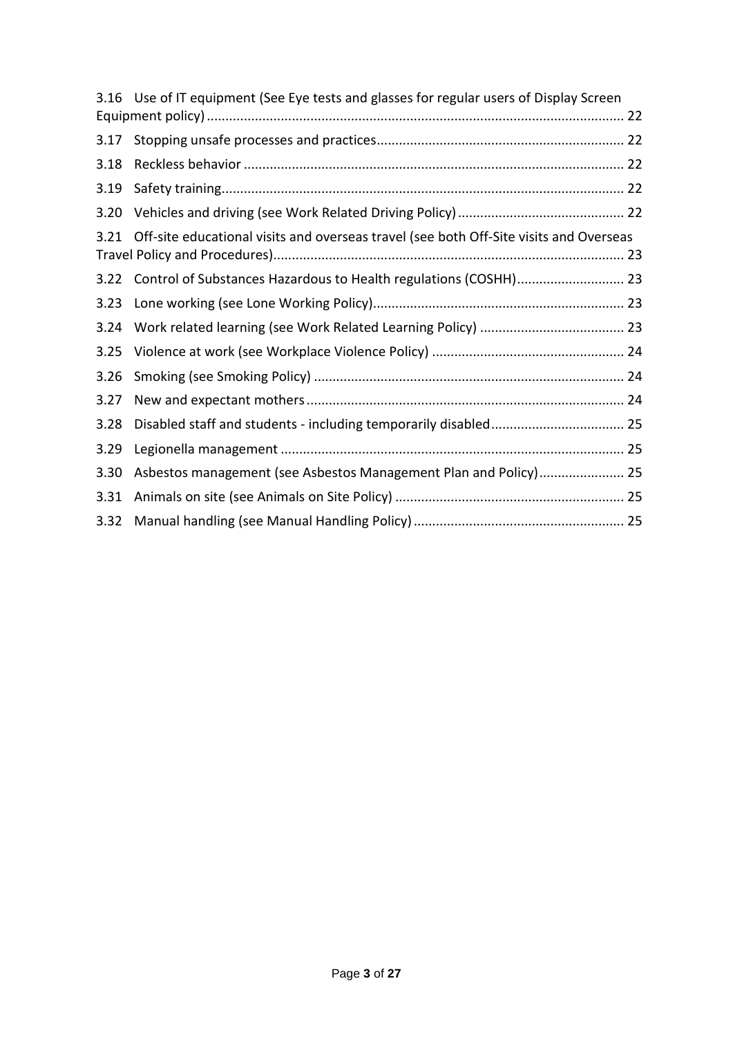3.16 Use of IT equipment (See Eye tests and glasses for regular users of Display Screen Equipment policy) ..... 22

3.17 Stopping unsafe processes and practices ..... 22

3.18 Reckless behavior ..... 22

3.19 Safety training ..... 22

3.20 Vehicles and driving (see Work Related Driving Policy) ..... 22

3.21 Off-site educational visits and overseas travel (see both Off-Site visits and Overseas Travel Policy and Procedures) ..... 23

3.22 Control of Substances Hazardous to Health regulations (COSHH) ..... 23

3.23 Lone working (see Lone Working Policy) ..... 23

3.24 Work related learning (see Work Related Learning Policy) ..... 23

3.25 Violence at work (see Workplace Violence Policy) ..... 24

3.26 Smoking (see Smoking Policy) ..... 24

3.27 New and expectant mothers ..... 24

3.28 Disabled staff and students - including temporarily disabled ..... 25

3.29 Legionella management ..... 25

3.30 Asbestos management (see Asbestos Management Plan and Policy) ..... 25

3.31 Animals on site (see Animals on Site Policy) ..... 25

3.32 Manual handling (see Manual Handling Policy) ..... 25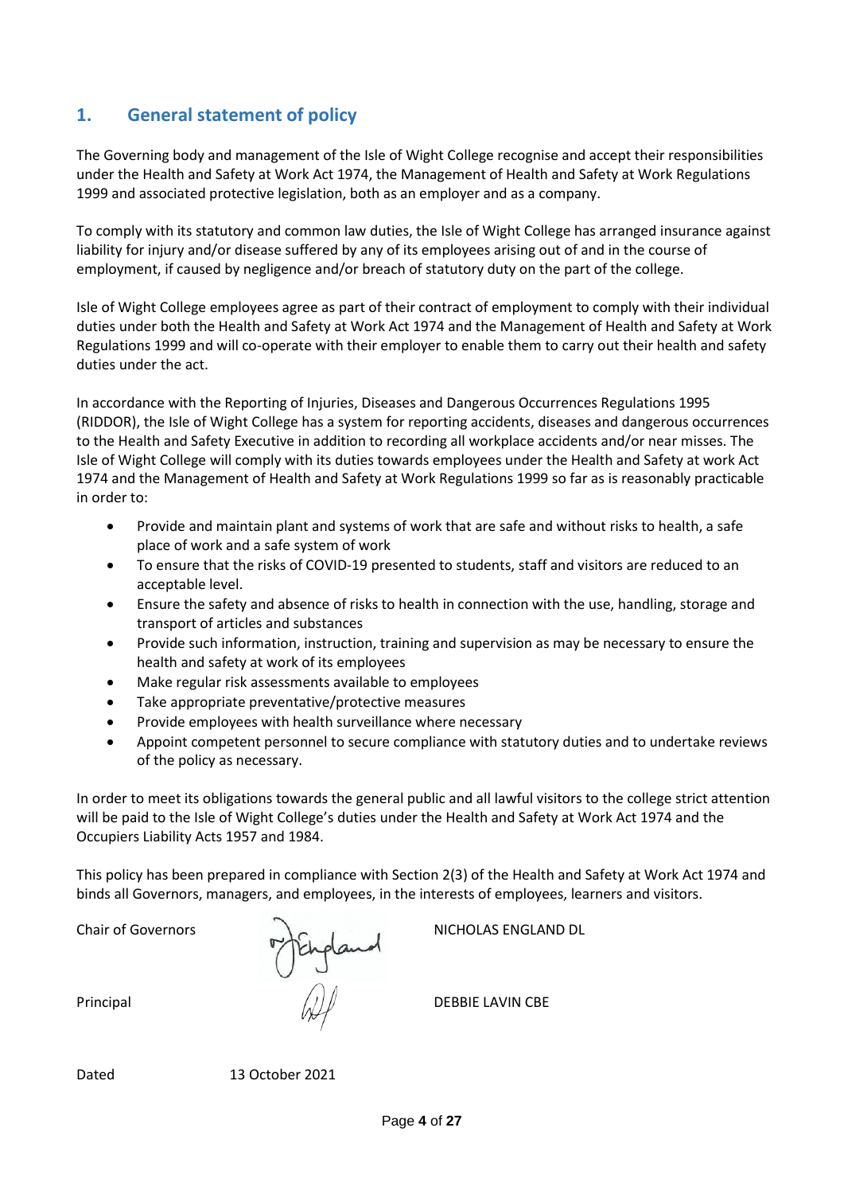## 1. General statement of policy

The Governing body and management of the Isle of Wight College recognise and accept their responsibilities under the Health and Safety at Work Act 1974, the Management of Health and Safety at Work Regulations 1999 and associated protective legislation, both as an employer and as a company.

To comply with its statutory and common law duties, the Isle of Wight College has arranged insurance against liability for injury and/or disease suffered by any of its employees arising out of and in the course of employment, if caused by negligence and/or breach of statutory duty on the part of the college.

Isle of Wight College employees agree as part of their contract of employment to comply with their individual duties under both the Health and Safety at Work Act 1974 and the Management of Health and Safety at Work Regulations 1999 and will co-operate with their employer to enable them to carry out their health and safety duties under the act.

In accordance with the Reporting of Injuries, Diseases and Dangerous Occurrences Regulations 1995 (RIDDOR), the Isle of Wight College has a system for reporting accidents, diseases and dangerous occurrences to the Health and Safety Executive in addition to recording all workplace accidents and/or near misses. The Isle of Wight College will comply with its duties towards employees under the Health and Safety at work Act 1974 and the Management of Health and Safety at Work Regulations 1999 so far as is reasonably practicable in order to:

- Provide and maintain plant and systems of work that are safe and without risks to health, a safe place of work and a safe system of work
- To ensure that the risks of COVID-19 presented to students, staff and visitors are reduced to an acceptable level.
- Ensure the safety and absence of risks to health in connection with the use, handling, storage and transport of articles and substances
- Provide such information, instruction, training and supervision as may be necessary to ensure the health and safety at work of its employees
- Make regular risk assessments available to employees
- Take appropriate preventative/protective measures
- Provide employees with health surveillance where necessary
- Appoint competent personnel to secure compliance with statutory duties and to undertake reviews of the policy as necessary.

In order to meet its obligations towards the general public and all lawful visitors to the college strict attention will be paid to the Isle of Wight College's duties under the Health and Safety at Work Act 1974 and the Occupiers Liability Acts 1957 and 1984.

This policy has been prepared in compliance with Section 2(3) of the Health and Safety at Work Act 1974 and binds all Governors, managers, and employees, in the interests of employees, learners and visitors.

Chair of Governors NICHOLAS ENGLAND DL

Principal DEBBIE LAVIN CBE

Dated 13 October 2021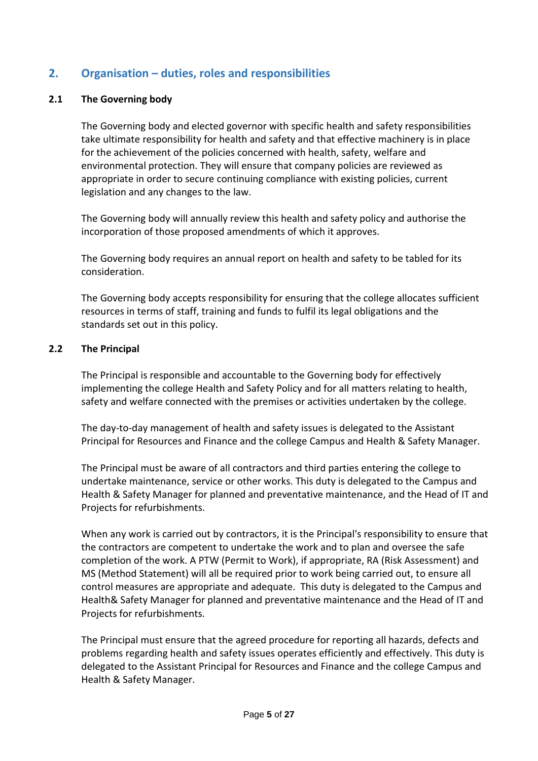## 2. Organisation – duties, roles and responsibilities

### 2.1 The Governing body

The Governing body and elected governor with specific health and safety responsibilities take ultimate responsibility for health and safety and that effective machinery is in place for the achievement of the policies concerned with health, safety, welfare and environmental protection. They will ensure that company policies are reviewed as appropriate in order to secure continuing compliance with existing policies, current legislation and any changes to the law.

The Governing body will annually review this health and safety policy and authorise the incorporation of those proposed amendments of which it approves.

The Governing body requires an annual report on health and safety to be tabled for its consideration.

The Governing body accepts responsibility for ensuring that the college allocates sufficient resources in terms of staff, training and funds to fulfil its legal obligations and the standards set out in this policy.

### 2.2 The Principal

The Principal is responsible and accountable to the Governing body for effectively implementing the college Health and Safety Policy and for all matters relating to health, safety and welfare connected with the premises or activities undertaken by the college.

The day-to-day management of health and safety issues is delegated to the Assistant Principal for Resources and Finance and the college Campus and Health & Safety Manager.

The Principal must be aware of all contractors and third parties entering the college to undertake maintenance, service or other works. This duty is delegated to the Campus and Health & Safety Manager for planned and preventative maintenance, and the Head of IT and Projects for refurbishments.

When any work is carried out by contractors, it is the Principal's responsibility to ensure that the contractors are competent to undertake the work and to plan and oversee the safe completion of the work. A PTW (Permit to Work), if appropriate, RA (Risk Assessment) and MS (Method Statement) will all be required prior to work being carried out, to ensure all control measures are appropriate and adequate. This duty is delegated to the Campus and Health& Safety Manager for planned and preventative maintenance and the Head of IT and Projects for refurbishments.

The Principal must ensure that the agreed procedure for reporting all hazards, defects and problems regarding health and safety issues operates efficiently and effectively. This duty is delegated to the Assistant Principal for Resources and Finance and the college Campus and Health & Safety Manager.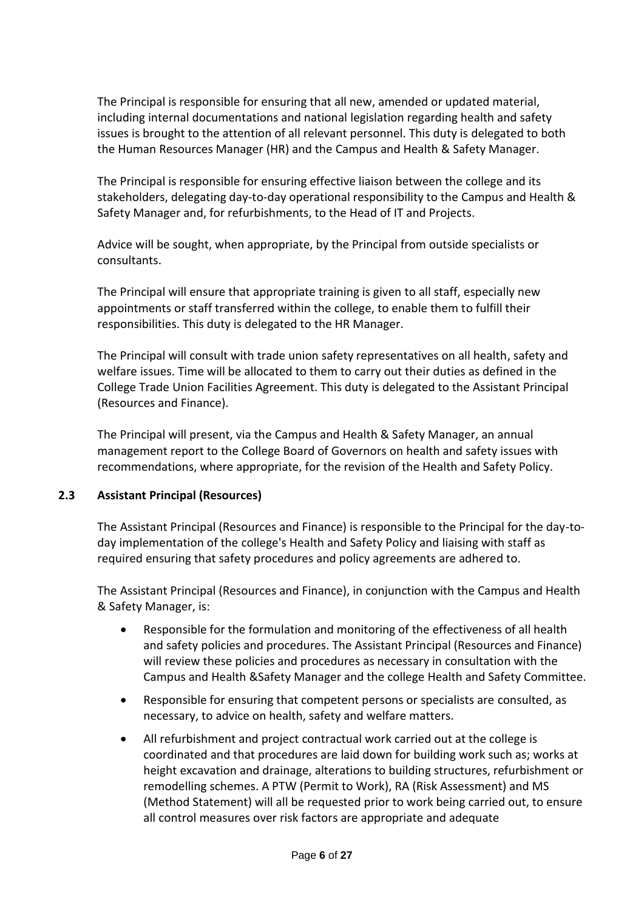The Principal is responsible for ensuring that all new, amended or updated material, including internal documentations and national legislation regarding health and safety issues is brought to the attention of all relevant personnel. This duty is delegated to both the Human Resources Manager (HR) and the Campus and Health & Safety Manager.

The Principal is responsible for ensuring effective liaison between the college and its stakeholders, delegating day-to-day operational responsibility to the Campus and Health & Safety Manager and, for refurbishments, to the Head of IT and Projects.

Advice will be sought, when appropriate, by the Principal from outside specialists or consultants.

The Principal will ensure that appropriate training is given to all staff, especially new appointments or staff transferred within the college, to enable them to fulfill their responsibilities. This duty is delegated to the HR Manager.

The Principal will consult with trade union safety representatives on all health, safety and welfare issues. Time will be allocated to them to carry out their duties as defined in the College Trade Union Facilities Agreement. This duty is delegated to the Assistant Principal (Resources and Finance).

The Principal will present, via the Campus and Health & Safety Manager, an annual management report to the College Board of Governors on health and safety issues with recommendations, where appropriate, for the revision of the Health and Safety Policy.

### 2.3 Assistant Principal (Resources)

The Assistant Principal (Resources and Finance) is responsible to the Principal for the day-to-day implementation of the college's Health and Safety Policy and liaising with staff as required ensuring that safety procedures and policy agreements are adhered to.

The Assistant Principal (Resources and Finance), in conjunction with the Campus and Health & Safety Manager, is:

- Responsible for the formulation and monitoring of the effectiveness of all health and safety policies and procedures. The Assistant Principal (Resources and Finance) will review these policies and procedures as necessary in consultation with the Campus and Health &Safety Manager and the college Health and Safety Committee.
- Responsible for ensuring that competent persons or specialists are consulted, as necessary, to advice on health, safety and welfare matters.
- All refurbishment and project contractual work carried out at the college is coordinated and that procedures are laid down for building work such as; works at height excavation and drainage, alterations to building structures, refurbishment or remodelling schemes. A PTW (Permit to Work), RA (Risk Assessment) and MS (Method Statement) will all be requested prior to work being carried out, to ensure all control measures over risk factors are appropriate and adequate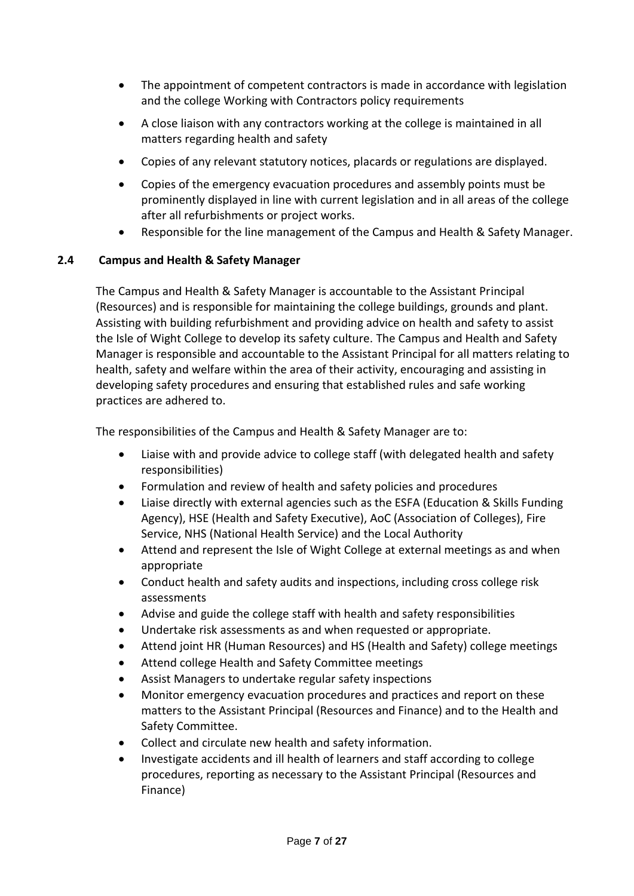- The appointment of competent contractors is made in accordance with legislation and the college Working with Contractors policy requirements
- A close liaison with any contractors working at the college is maintained in all matters regarding health and safety
- Copies of any relevant statutory notices, placards or regulations are displayed.
- Copies of the emergency evacuation procedures and assembly points must be prominently displayed in line with current legislation and in all areas of the college after all refurbishments or project works.
- Responsible for the line management of the Campus and Health & Safety Manager.

### 2.4 Campus and Health & Safety Manager

The Campus and Health & Safety Manager is accountable to the Assistant Principal (Resources) and is responsible for maintaining the college buildings, grounds and plant. Assisting with building refurbishment and providing advice on health and safety to assist the Isle of Wight College to develop its safety culture. The Campus and Health and Safety Manager is responsible and accountable to the Assistant Principal for all matters relating to health, safety and welfare within the area of their activity, encouraging and assisting in developing safety procedures and ensuring that established rules and safe working practices are adhered to.

The responsibilities of the Campus and Health & Safety Manager are to:

- Liaise with and provide advice to college staff (with delegated health and safety responsibilities)
- Formulation and review of health and safety policies and procedures
- Liaise directly with external agencies such as the ESFA (Education & Skills Funding Agency), HSE (Health and Safety Executive), AoC (Association of Colleges), Fire Service, NHS (National Health Service) and the Local Authority
- Attend and represent the Isle of Wight College at external meetings as and when appropriate
- Conduct health and safety audits and inspections, including cross college risk assessments
- Advise and guide the college staff with health and safety responsibilities
- Undertake risk assessments as and when requested or appropriate.
- Attend joint HR (Human Resources) and HS (Health and Safety) college meetings
- Attend college Health and Safety Committee meetings
- Assist Managers to undertake regular safety inspections
- Monitor emergency evacuation procedures and practices and report on these matters to the Assistant Principal (Resources and Finance) and to the Health and Safety Committee.
- Collect and circulate new health and safety information.
- Investigate accidents and ill health of learners and staff according to college procedures, reporting as necessary to the Assistant Principal (Resources and Finance)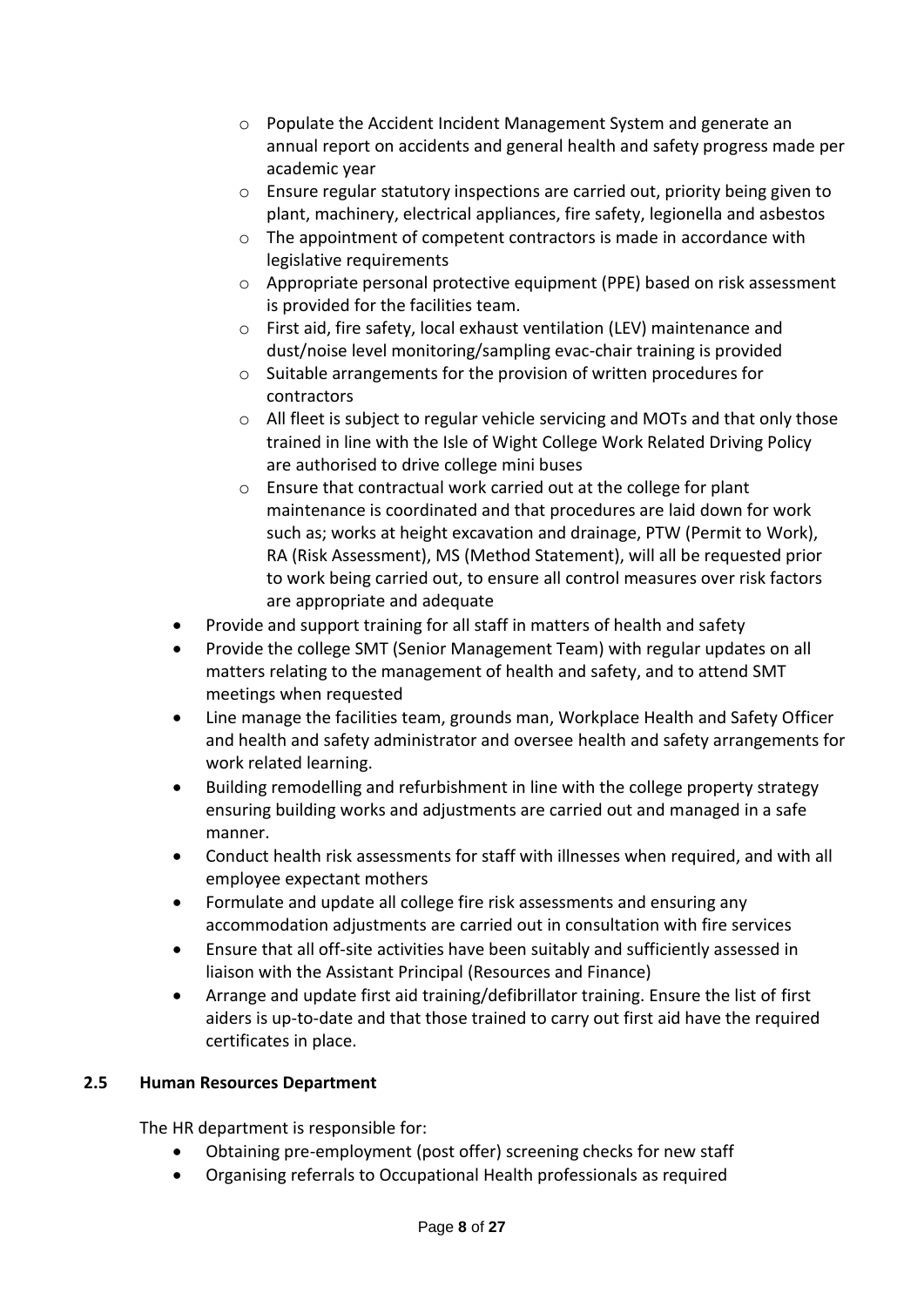- Populate the Accident Incident Management System and generate an annual report on accidents and general health and safety progress made per academic year
  - Ensure regular statutory inspections are carried out, priority being given to plant, machinery, electrical appliances, fire safety, legionella and asbestos
  - The appointment of competent contractors is made in accordance with legislative requirements
  - Appropriate personal protective equipment (PPE) based on risk assessment is provided for the facilities team.
  - First aid, fire safety, local exhaust ventilation (LEV) maintenance and dust/noise level monitoring/sampling evac-chair training is provided
  - Suitable arrangements for the provision of written procedures for contractors
  - All fleet is subject to regular vehicle servicing and MOTs and that only those trained in line with the Isle of Wight College Work Related Driving Policy are authorised to drive college mini buses
  - Ensure that contractual work carried out at the college for plant maintenance is coordinated and that procedures are laid down for work such as; works at height excavation and drainage, PTW (Permit to Work), RA (Risk Assessment), MS (Method Statement), will all be requested prior to work being carried out, to ensure all control measures over risk factors are appropriate and adequate
- Provide and support training for all staff in matters of health and safety
- Provide the college SMT (Senior Management Team) with regular updates on all matters relating to the management of health and safety, and to attend SMT meetings when requested
- Line manage the facilities team, grounds man, Workplace Health and Safety Officer and health and safety administrator and oversee health and safety arrangements for work related learning.
- Building remodelling and refurbishment in line with the college property strategy ensuring building works and adjustments are carried out and managed in a safe manner.
- Conduct health risk assessments for staff with illnesses when required, and with all employee expectant mothers
- Formulate and update all college fire risk assessments and ensuring any accommodation adjustments are carried out in consultation with fire services
- Ensure that all off-site activities have been suitably and sufficiently assessed in liaison with the Assistant Principal (Resources and Finance)
- Arrange and update first aid training/defibrillator training. Ensure the list of first aiders is up-to-date and that those trained to carry out first aid have the required certificates in place.

### 2.5 Human Resources Department

The HR department is responsible for:

- Obtaining pre-employment (post offer) screening checks for new staff
- Organising referrals to Occupational Health professionals as required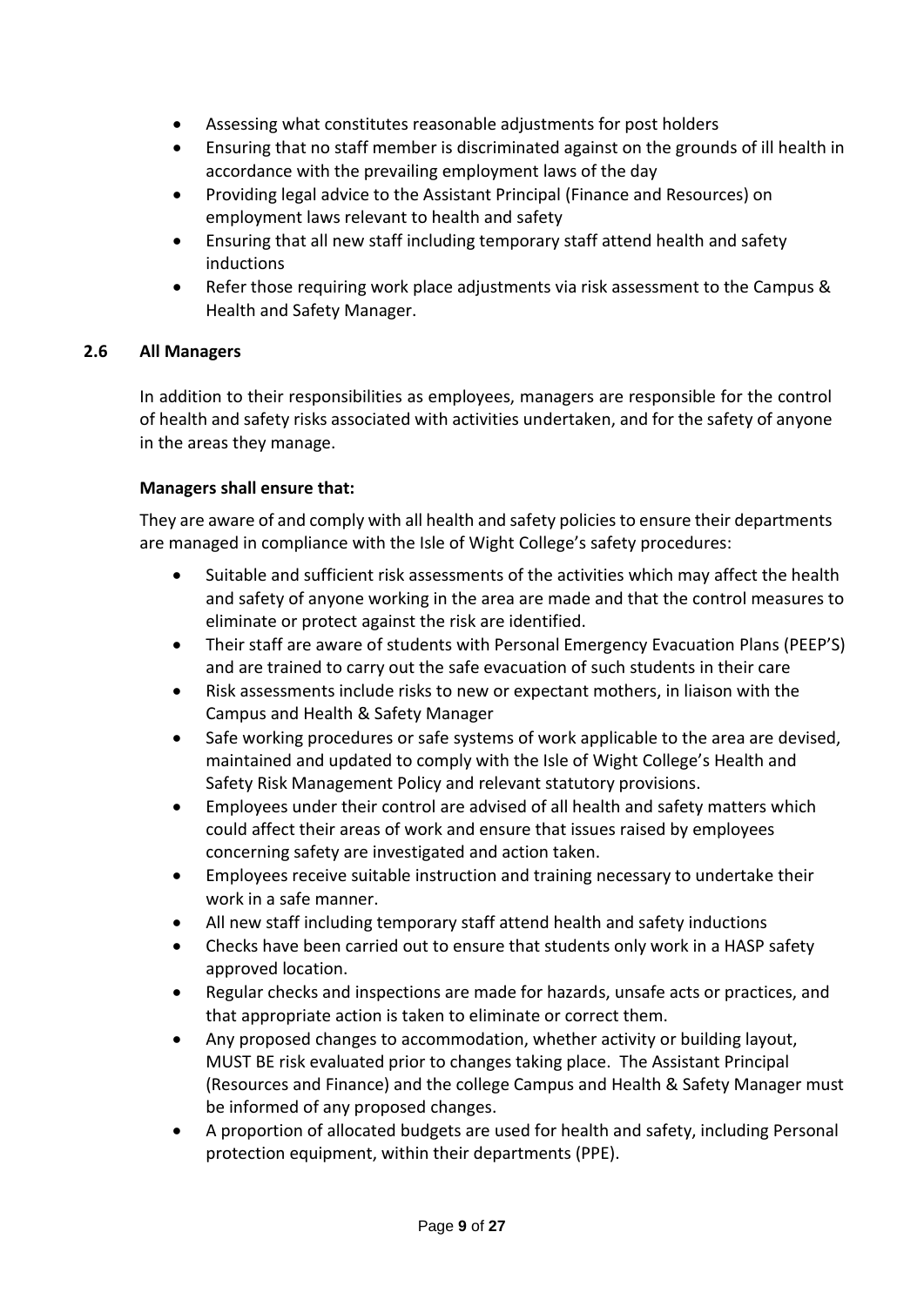- Assessing what constitutes reasonable adjustments for post holders
- Ensuring that no staff member is discriminated against on the grounds of ill health in accordance with the prevailing employment laws of the day
- Providing legal advice to the Assistant Principal (Finance and Resources) on employment laws relevant to health and safety
- Ensuring that all new staff including temporary staff attend health and safety inductions
- Refer those requiring work place adjustments via risk assessment to the Campus & Health and Safety Manager.

### 2.6 All Managers

In addition to their responsibilities as employees, managers are responsible for the control of health and safety risks associated with activities undertaken, and for the safety of anyone in the areas they manage.

**Managers shall ensure that:**

They are aware of and comply with all health and safety policies to ensure their departments are managed in compliance with the Isle of Wight College's safety procedures:

- Suitable and sufficient risk assessments of the activities which may affect the health and safety of anyone working in the area are made and that the control measures to eliminate or protect against the risk are identified.
- Their staff are aware of students with Personal Emergency Evacuation Plans (PEEP'S) and are trained to carry out the safe evacuation of such students in their care
- Risk assessments include risks to new or expectant mothers, in liaison with the Campus and Health & Safety Manager
- Safe working procedures or safe systems of work applicable to the area are devised, maintained and updated to comply with the Isle of Wight College's Health and Safety Risk Management Policy and relevant statutory provisions.
- Employees under their control are advised of all health and safety matters which could affect their areas of work and ensure that issues raised by employees concerning safety are investigated and action taken.
- Employees receive suitable instruction and training necessary to undertake their work in a safe manner.
- All new staff including temporary staff attend health and safety inductions
- Checks have been carried out to ensure that students only work in a HASP safety approved location.
- Regular checks and inspections are made for hazards, unsafe acts or practices, and that appropriate action is taken to eliminate or correct them.
- Any proposed changes to accommodation, whether activity or building layout, MUST BE risk evaluated prior to changes taking place. The Assistant Principal (Resources and Finance) and the college Campus and Health & Safety Manager must be informed of any proposed changes.
- A proportion of allocated budgets are used for health and safety, including Personal protection equipment, within their departments (PPE).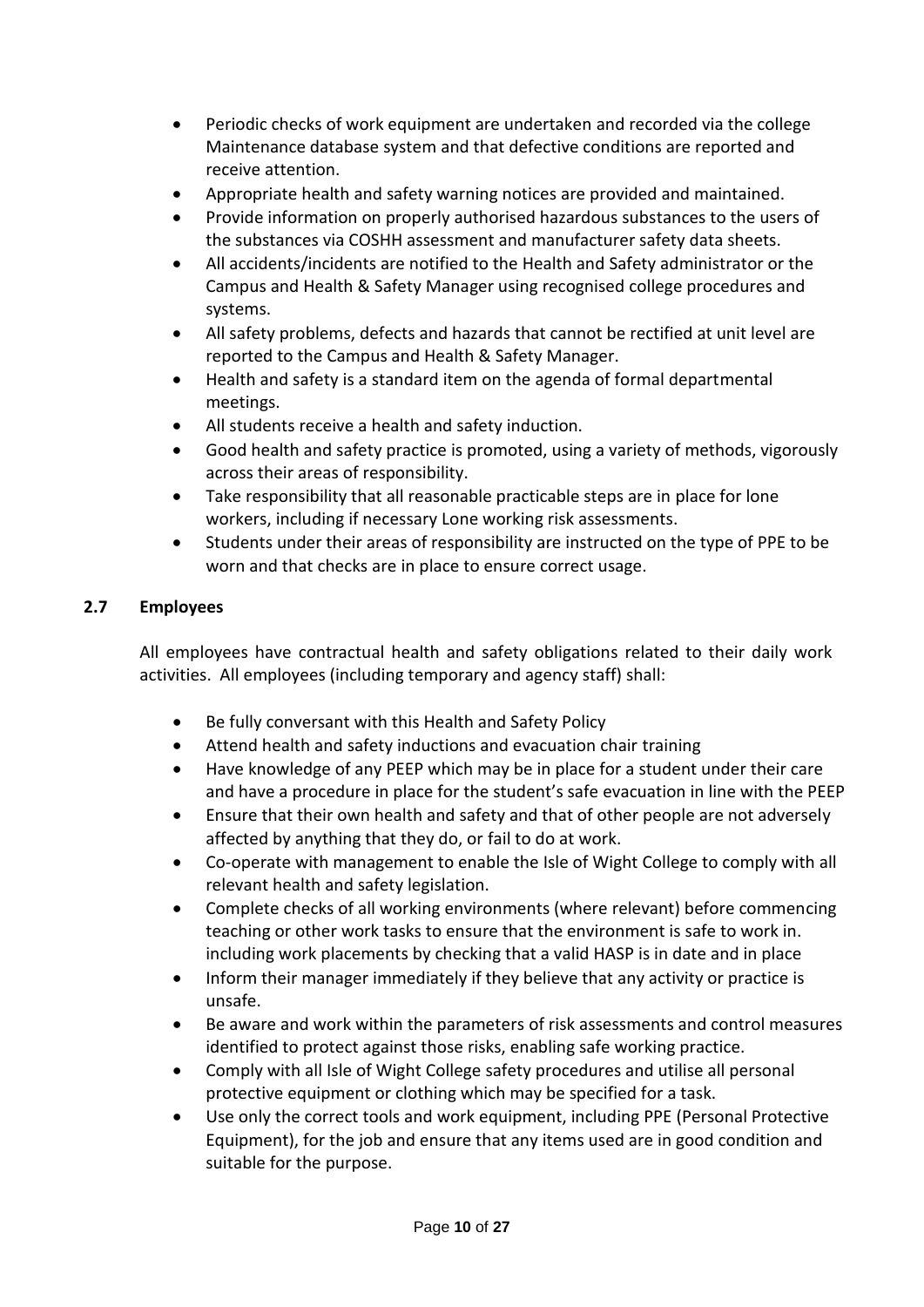- Periodic checks of work equipment are undertaken and recorded via the college Maintenance database system and that defective conditions are reported and receive attention.
- Appropriate health and safety warning notices are provided and maintained.
- Provide information on properly authorised hazardous substances to the users of the substances via COSHH assessment and manufacturer safety data sheets.
- All accidents/incidents are notified to the Health and Safety administrator or the Campus and Health & Safety Manager using recognised college procedures and systems.
- All safety problems, defects and hazards that cannot be rectified at unit level are reported to the Campus and Health & Safety Manager.
- Health and safety is a standard item on the agenda of formal departmental meetings.
- All students receive a health and safety induction.
- Good health and safety practice is promoted, using a variety of methods, vigorously across their areas of responsibility.
- Take responsibility that all reasonable practicable steps are in place for lone workers, including if necessary Lone working risk assessments.
- Students under their areas of responsibility are instructed on the type of PPE to be worn and that checks are in place to ensure correct usage.

### 2.7 Employees

All employees have contractual health and safety obligations related to their daily work activities. All employees (including temporary and agency staff) shall:

- Be fully conversant with this Health and Safety Policy
- Attend health and safety inductions and evacuation chair training
- Have knowledge of any PEEP which may be in place for a student under their care and have a procedure in place for the student's safe evacuation in line with the PEEP
- Ensure that their own health and safety and that of other people are not adversely affected by anything that they do, or fail to do at work.
- Co-operate with management to enable the Isle of Wight College to comply with all relevant health and safety legislation.
- Complete checks of all working environments (where relevant) before commencing teaching or other work tasks to ensure that the environment is safe to work in. including work placements by checking that a valid HASP is in date and in place
- Inform their manager immediately if they believe that any activity or practice is unsafe.
- Be aware and work within the parameters of risk assessments and control measures identified to protect against those risks, enabling safe working practice.
- Comply with all Isle of Wight College safety procedures and utilise all personal protective equipment or clothing which may be specified for a task.
- Use only the correct tools and work equipment, including PPE (Personal Protective Equipment), for the job and ensure that any items used are in good condition and suitable for the purpose.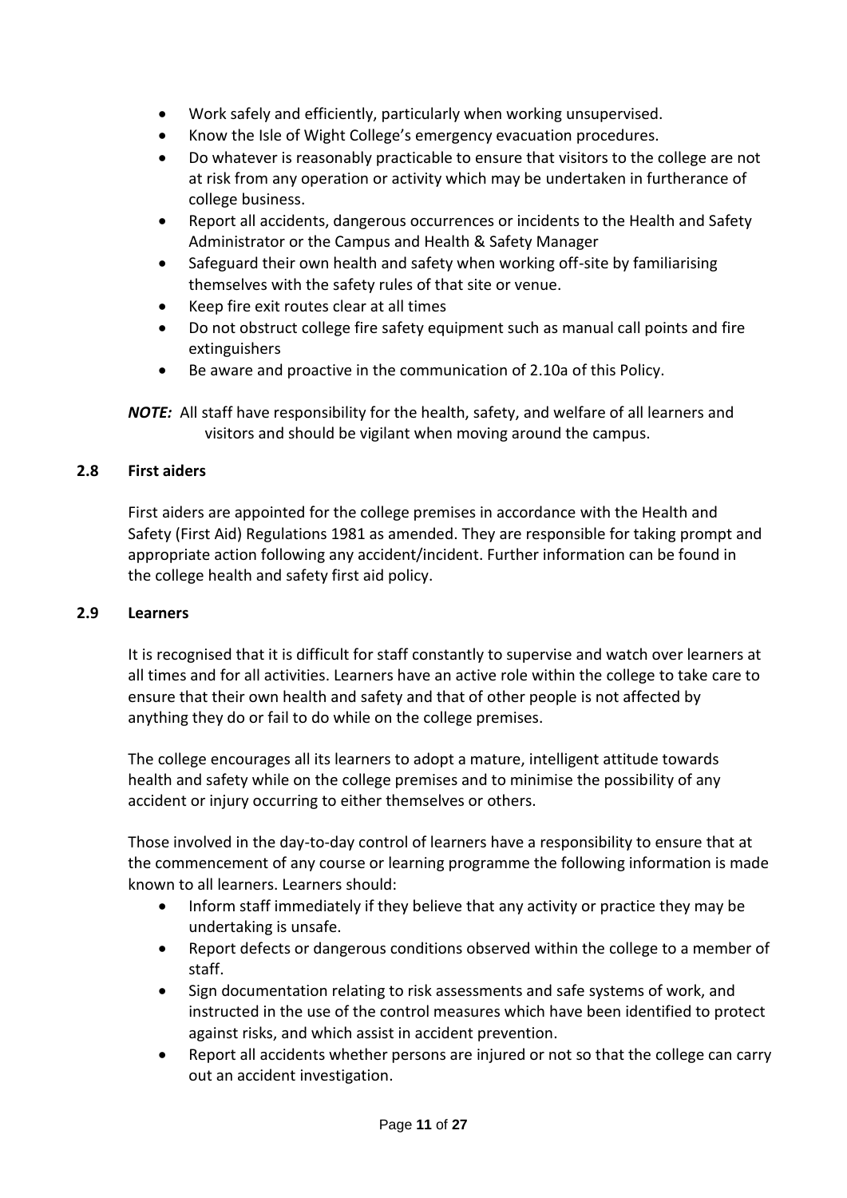- Work safely and efficiently, particularly when working unsupervised.
- Know the Isle of Wight College's emergency evacuation procedures.
- Do whatever is reasonably practicable to ensure that visitors to the college are not at risk from any operation or activity which may be undertaken in furtherance of college business.
- Report all accidents, dangerous occurrences or incidents to the Health and Safety Administrator or the Campus and Health & Safety Manager
- Safeguard their own health and safety when working off-site by familiarising themselves with the safety rules of that site or venue.
- Keep fire exit routes clear at all times
- Do not obstruct college fire safety equipment such as manual call points and fire extinguishers
- Be aware and proactive in the communication of 2.10a of this Policy.

***NOTE:*** All staff have responsibility for the health, safety, and welfare of all learners and visitors and should be vigilant when moving around the campus.

### 2.8 First aiders

First aiders are appointed for the college premises in accordance with the Health and Safety (First Aid) Regulations 1981 as amended. They are responsible for taking prompt and appropriate action following any accident/incident. Further information can be found in the college health and safety first aid policy.

### 2.9 Learners

It is recognised that it is difficult for staff constantly to supervise and watch over learners at all times and for all activities. Learners have an active role within the college to take care to ensure that their own health and safety and that of other people is not affected by anything they do or fail to do while on the college premises.

The college encourages all its learners to adopt a mature, intelligent attitude towards health and safety while on the college premises and to minimise the possibility of any accident or injury occurring to either themselves or others.

Those involved in the day-to-day control of learners have a responsibility to ensure that at the commencement of any course or learning programme the following information is made known to all learners. Learners should:

- Inform staff immediately if they believe that any activity or practice they may be undertaking is unsafe.
- Report defects or dangerous conditions observed within the college to a member of staff.
- Sign documentation relating to risk assessments and safe systems of work, and instructed in the use of the control measures which have been identified to protect against risks, and which assist in accident prevention.
- Report all accidents whether persons are injured or not so that the college can carry out an accident investigation.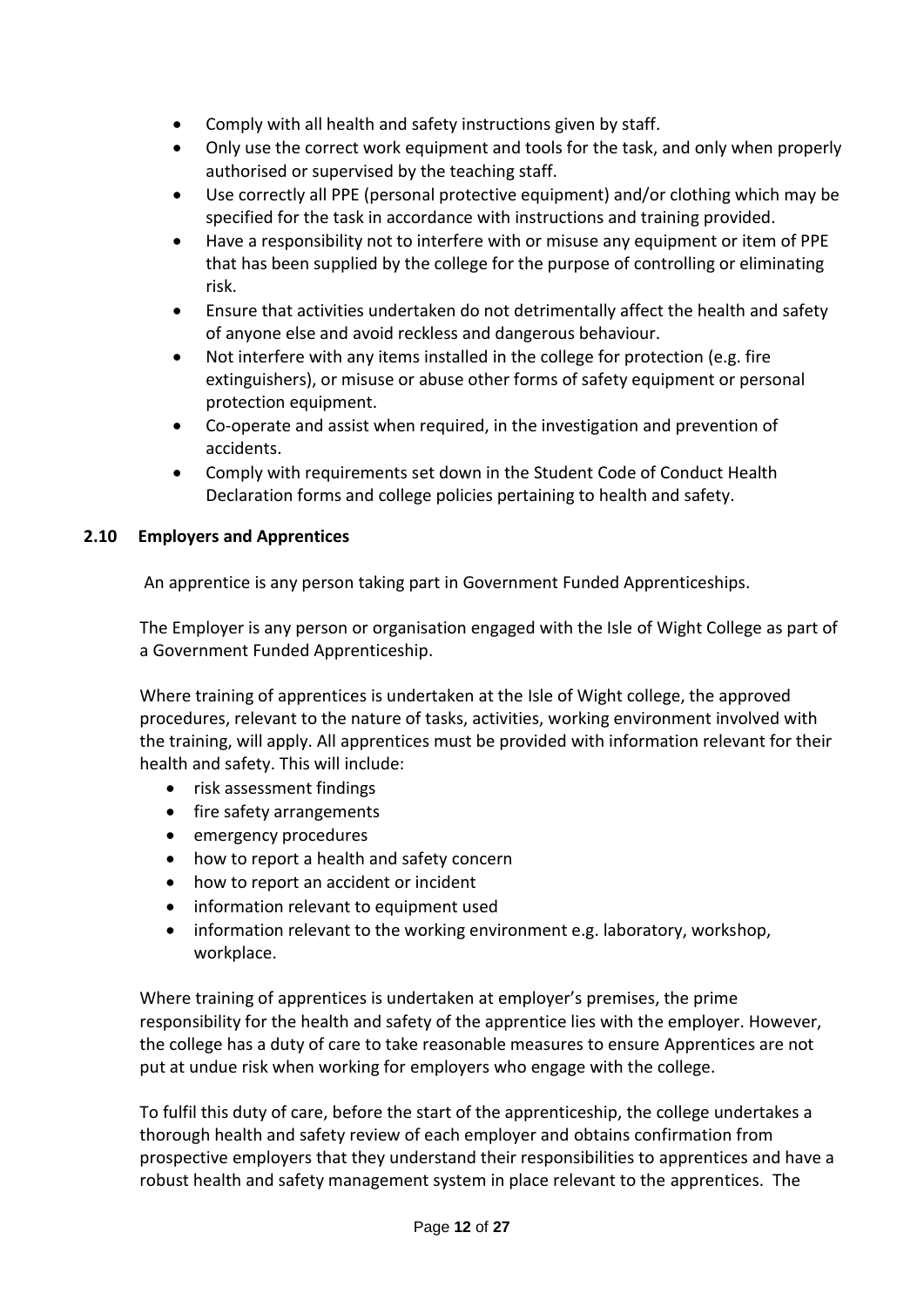- Comply with all health and safety instructions given by staff.
- Only use the correct work equipment and tools for the task, and only when properly authorised or supervised by the teaching staff.
- Use correctly all PPE (personal protective equipment) and/or clothing which may be specified for the task in accordance with instructions and training provided.
- Have a responsibility not to interfere with or misuse any equipment or item of PPE that has been supplied by the college for the purpose of controlling or eliminating risk.
- Ensure that activities undertaken do not detrimentally affect the health and safety of anyone else and avoid reckless and dangerous behaviour.
- Not interfere with any items installed in the college for protection (e.g. fire extinguishers), or misuse or abuse other forms of safety equipment or personal protection equipment.
- Co-operate and assist when required, in the investigation and prevention of accidents.
- Comply with requirements set down in the Student Code of Conduct Health Declaration forms and college policies pertaining to health and safety.

### 2.10 Employers and Apprentices

An apprentice is any person taking part in Government Funded Apprenticeships.

The Employer is any person or organisation engaged with the Isle of Wight College as part of a Government Funded Apprenticeship.

Where training of apprentices is undertaken at the Isle of Wight college, the approved procedures, relevant to the nature of tasks, activities, working environment involved with the training, will apply. All apprentices must be provided with information relevant for their health and safety. This will include:

- risk assessment findings
- fire safety arrangements
- emergency procedures
- how to report a health and safety concern
- how to report an accident or incident
- information relevant to equipment used
- information relevant to the working environment e.g. laboratory, workshop, workplace.

Where training of apprentices is undertaken at employer's premises, the prime responsibility for the health and safety of the apprentice lies with the employer. However, the college has a duty of care to take reasonable measures to ensure Apprentices are not put at undue risk when working for employers who engage with the college.

To fulfil this duty of care, before the start of the apprenticeship, the college undertakes a thorough health and safety review of each employer and obtains confirmation from prospective employers that they understand their responsibilities to apprentices and have a robust health and safety management system in place relevant to the apprentices. The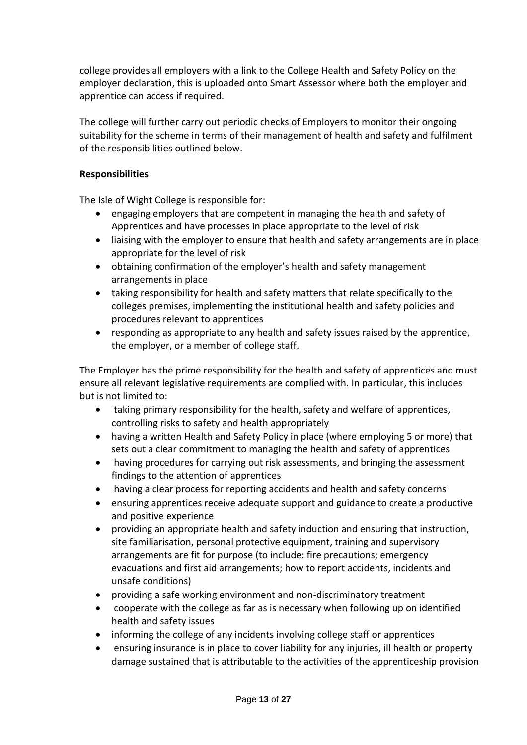college provides all employers with a link to the College Health and Safety Policy on the employer declaration, this is uploaded onto Smart Assessor where both the employer and apprentice can access if required.

The college will further carry out periodic checks of Employers to monitor their ongoing suitability for the scheme in terms of their management of health and safety and fulfilment of the responsibilities outlined below.

**Responsibilities**

The Isle of Wight College is responsible for:

- engaging employers that are competent in managing the health and safety of Apprentices and have processes in place appropriate to the level of risk
- liaising with the employer to ensure that health and safety arrangements are in place appropriate for the level of risk
- obtaining confirmation of the employer's health and safety management arrangements in place
- taking responsibility for health and safety matters that relate specifically to the colleges premises, implementing the institutional health and safety policies and procedures relevant to apprentices
- responding as appropriate to any health and safety issues raised by the apprentice, the employer, or a member of college staff.

The Employer has the prime responsibility for the health and safety of apprentices and must ensure all relevant legislative requirements are complied with. In particular, this includes but is not limited to:

- taking primary responsibility for the health, safety and welfare of apprentices, controlling risks to safety and health appropriately
- having a written Health and Safety Policy in place (where employing 5 or more) that sets out a clear commitment to managing the health and safety of apprentices
- having procedures for carrying out risk assessments, and bringing the assessment findings to the attention of apprentices
- having a clear process for reporting accidents and health and safety concerns
- ensuring apprentices receive adequate support and guidance to create a productive and positive experience
- providing an appropriate health and safety induction and ensuring that instruction, site familiarisation, personal protective equipment, training and supervisory arrangements are fit for purpose (to include: fire precautions; emergency evacuations and first aid arrangements; how to report accidents, incidents and unsafe conditions)
- providing a safe working environment and non-discriminatory treatment
- cooperate with the college as far as is necessary when following up on identified health and safety issues
- informing the college of any incidents involving college staff or apprentices
- ensuring insurance is in place to cover liability for any injuries, ill health or property damage sustained that is attributable to the activities of the apprenticeship provision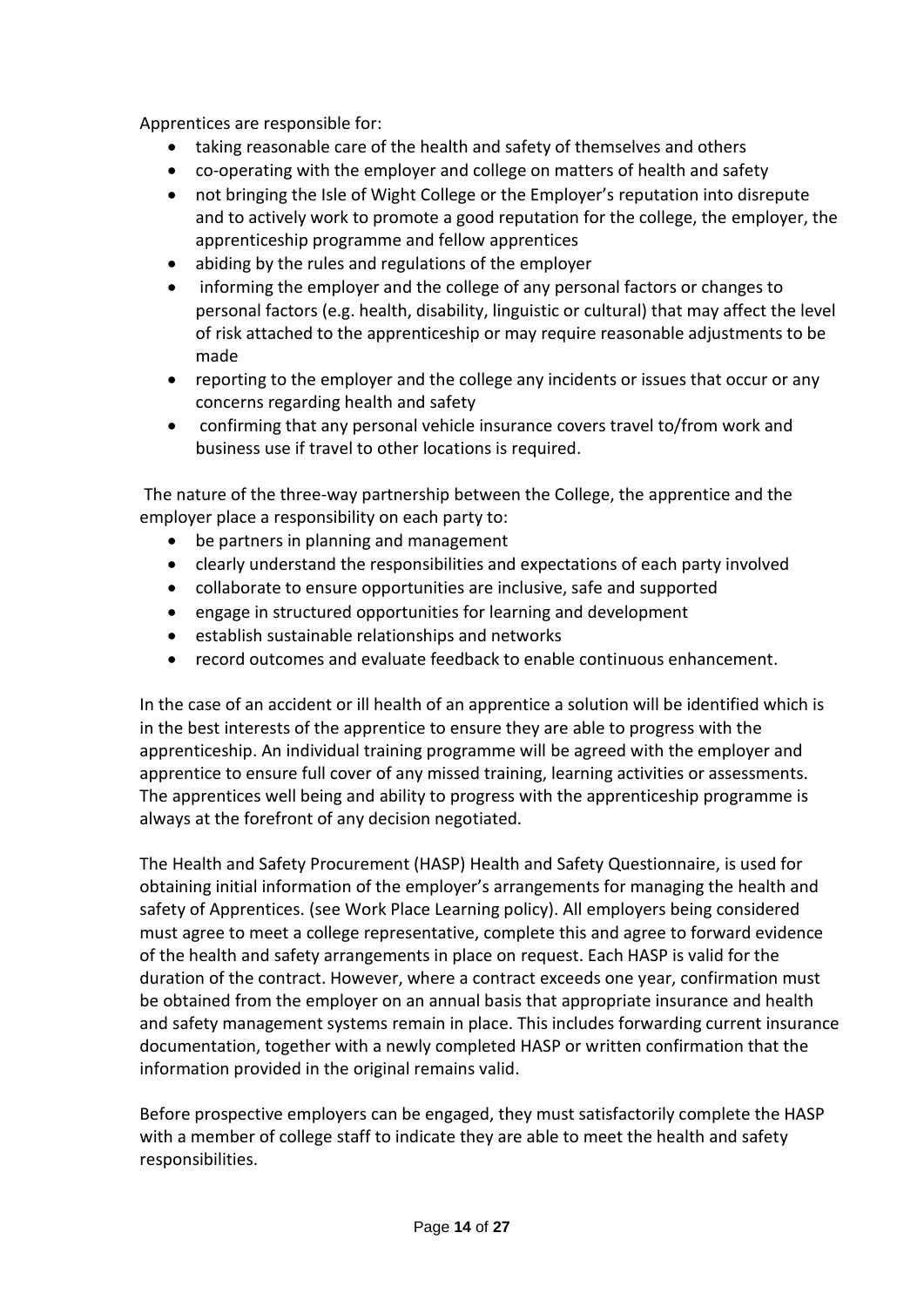Apprentices are responsible for:

- taking reasonable care of the health and safety of themselves and others
- co-operating with the employer and college on matters of health and safety
- not bringing the Isle of Wight College or the Employer's reputation into disrepute and to actively work to promote a good reputation for the college, the employer, the apprenticeship programme and fellow apprentices
- abiding by the rules and regulations of the employer
- informing the employer and the college of any personal factors or changes to personal factors (e.g. health, disability, linguistic or cultural) that may affect the level of risk attached to the apprenticeship or may require reasonable adjustments to be made
- reporting to the employer and the college any incidents or issues that occur or any concerns regarding health and safety
- confirming that any personal vehicle insurance covers travel to/from work and business use if travel to other locations is required.

The nature of the three-way partnership between the College, the apprentice and the employer place a responsibility on each party to:

- be partners in planning and management
- clearly understand the responsibilities and expectations of each party involved
- collaborate to ensure opportunities are inclusive, safe and supported
- engage in structured opportunities for learning and development
- establish sustainable relationships and networks
- record outcomes and evaluate feedback to enable continuous enhancement.

In the case of an accident or ill health of an apprentice a solution will be identified which is in the best interests of the apprentice to ensure they are able to progress with the apprenticeship. An individual training programme will be agreed with the employer and apprentice to ensure full cover of any missed training, learning activities or assessments. The apprentices well being and ability to progress with the apprenticeship programme is always at the forefront of any decision negotiated.

The Health and Safety Procurement (HASP) Health and Safety Questionnaire, is used for obtaining initial information of the employer's arrangements for managing the health and safety of Apprentices. (see Work Place Learning policy). All employers being considered must agree to meet a college representative, complete this and agree to forward evidence of the health and safety arrangements in place on request. Each HASP is valid for the duration of the contract. However, where a contract exceeds one year, confirmation must be obtained from the employer on an annual basis that appropriate insurance and health and safety management systems remain in place. This includes forwarding current insurance documentation, together with a newly completed HASP or written confirmation that the information provided in the original remains valid.

Before prospective employers can be engaged, they must satisfactorily complete the HASP with a member of college staff to indicate they are able to meet the health and safety responsibilities.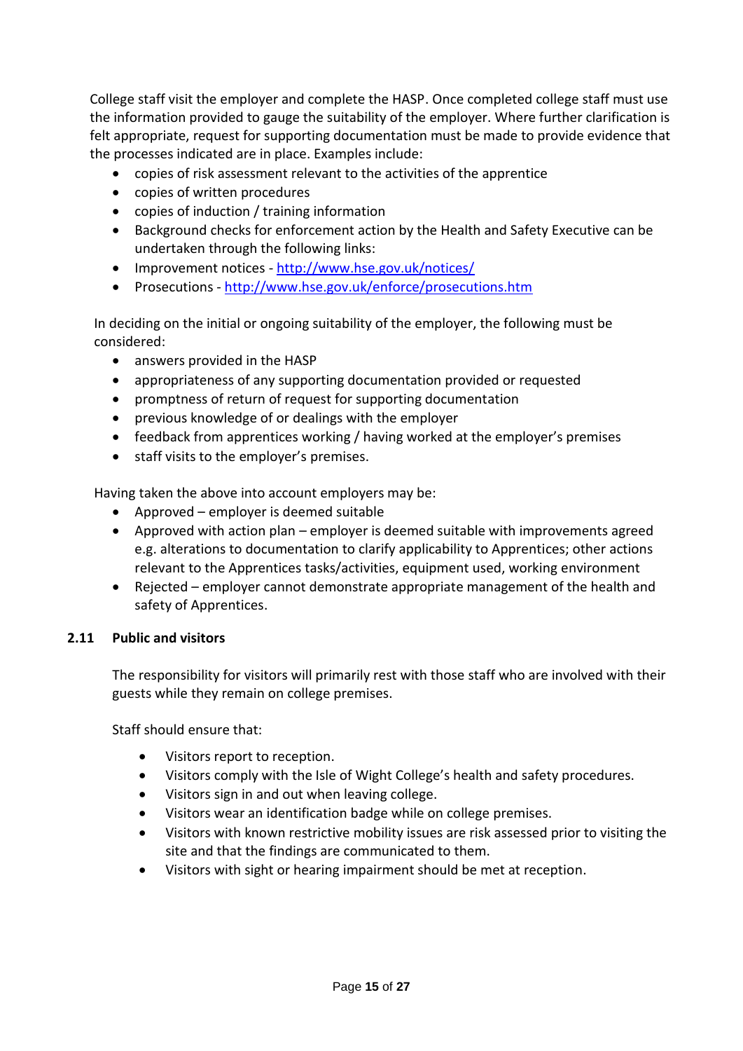College staff visit the employer and complete the HASP. Once completed college staff must use the information provided to gauge the suitability of the employer. Where further clarification is felt appropriate, request for supporting documentation must be made to provide evidence that the processes indicated are in place. Examples include:

- copies of risk assessment relevant to the activities of the apprentice
- copies of written procedures
- copies of induction / training information
- Background checks for enforcement action by the Health and Safety Executive can be undertaken through the following links:
- Improvement notices - http://www.hse.gov.uk/notices/
- Prosecutions - http://www.hse.gov.uk/enforce/prosecutions.htm

In deciding on the initial or ongoing suitability of the employer, the following must be considered:

- answers provided in the HASP
- appropriateness of any supporting documentation provided or requested
- promptness of return of request for supporting documentation
- previous knowledge of or dealings with the employer
- feedback from apprentices working / having worked at the employer's premises
- staff visits to the employer's premises.

Having taken the above into account employers may be:

- Approved – employer is deemed suitable
- Approved with action plan – employer is deemed suitable with improvements agreed e.g. alterations to documentation to clarify applicability to Apprentices; other actions relevant to the Apprentices tasks/activities, equipment used, working environment
- Rejected – employer cannot demonstrate appropriate management of the health and safety of Apprentices.

### 2.11 Public and visitors

The responsibility for visitors will primarily rest with those staff who are involved with their guests while they remain on college premises.

Staff should ensure that:

- Visitors report to reception.
- Visitors comply with the Isle of Wight College's health and safety procedures.
- Visitors sign in and out when leaving college.
- Visitors wear an identification badge while on college premises.
- Visitors with known restrictive mobility issues are risk assessed prior to visiting the site and that the findings are communicated to them.
- Visitors with sight or hearing impairment should be met at reception.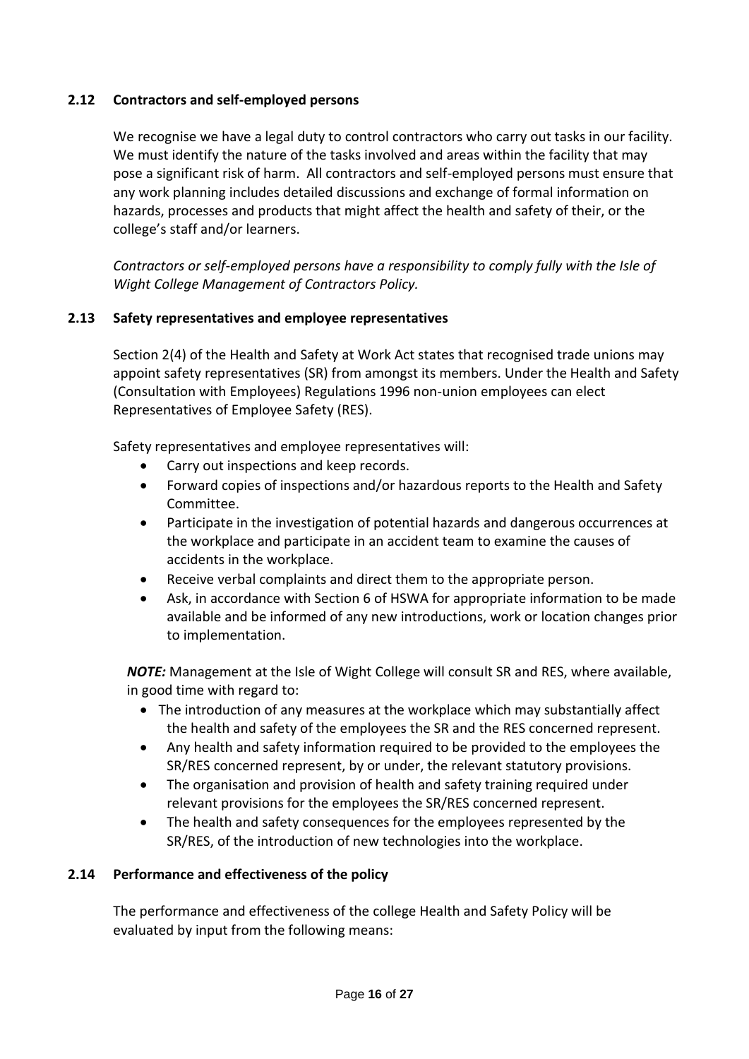### 2.12 Contractors and self-employed persons

We recognise we have a legal duty to control contractors who carry out tasks in our facility. We must identify the nature of the tasks involved and areas within the facility that may pose a significant risk of harm. All contractors and self-employed persons must ensure that any work planning includes detailed discussions and exchange of formal information on hazards, processes and products that might affect the health and safety of their, or the college's staff and/or learners.

*Contractors or self-employed persons have a responsibility to comply fully with the Isle of Wight College Management of Contractors Policy.*

### 2.13 Safety representatives and employee representatives

Section 2(4) of the Health and Safety at Work Act states that recognised trade unions may appoint safety representatives (SR) from amongst its members. Under the Health and Safety (Consultation with Employees) Regulations 1996 non-union employees can elect Representatives of Employee Safety (RES).

Safety representatives and employee representatives will:

- Carry out inspections and keep records.
- Forward copies of inspections and/or hazardous reports to the Health and Safety Committee.
- Participate in the investigation of potential hazards and dangerous occurrences at the workplace and participate in an accident team to examine the causes of accidents in the workplace.
- Receive verbal complaints and direct them to the appropriate person.
- Ask, in accordance with Section 6 of HSWA for appropriate information to be made available and be informed of any new introductions, work or location changes prior to implementation.

***NOTE:*** Management at the Isle of Wight College will consult SR and RES, where available, in good time with regard to:

- The introduction of any measures at the workplace which may substantially affect the health and safety of the employees the SR and the RES concerned represent.
- Any health and safety information required to be provided to the employees the SR/RES concerned represent, by or under, the relevant statutory provisions.
- The organisation and provision of health and safety training required under relevant provisions for the employees the SR/RES concerned represent.
- The health and safety consequences for the employees represented by the SR/RES, of the introduction of new technologies into the workplace.

### 2.14 Performance and effectiveness of the policy

The performance and effectiveness of the college Health and Safety Policy will be evaluated by input from the following means: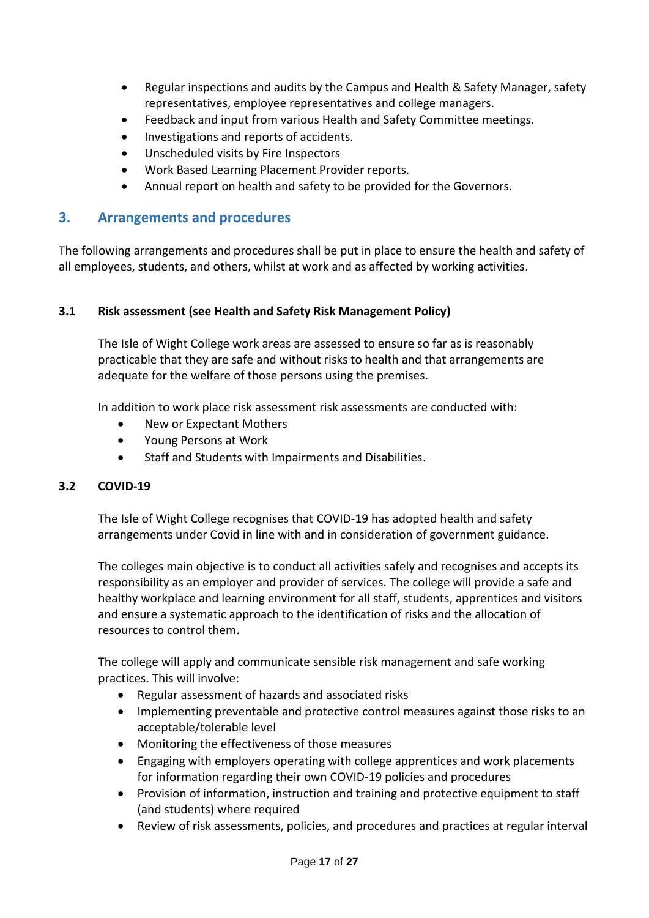- Regular inspections and audits by the Campus and Health & Safety Manager, safety representatives, employee representatives and college managers.
- Feedback and input from various Health and Safety Committee meetings.
- Investigations and reports of accidents.
- Unscheduled visits by Fire Inspectors
- Work Based Learning Placement Provider reports.
- Annual report on health and safety to be provided for the Governors.

## 3. Arrangements and procedures

The following arrangements and procedures shall be put in place to ensure the health and safety of all employees, students, and others, whilst at work and as affected by working activities.

### 3.1 Risk assessment (see Health and Safety Risk Management Policy)

The Isle of Wight College work areas are assessed to ensure so far as is reasonably practicable that they are safe and without risks to health and that arrangements are adequate for the welfare of those persons using the premises.

In addition to work place risk assessment risk assessments are conducted with:

- New or Expectant Mothers
- Young Persons at Work
- Staff and Students with Impairments and Disabilities.

### 3.2 COVID-19

The Isle of Wight College recognises that COVID-19 has adopted health and safety arrangements under Covid in line with and in consideration of government guidance.

The colleges main objective is to conduct all activities safely and recognises and accepts its responsibility as an employer and provider of services. The college will provide a safe and healthy workplace and learning environment for all staff, students, apprentices and visitors and ensure a systematic approach to the identification of risks and the allocation of resources to control them.

The college will apply and communicate sensible risk management and safe working practices. This will involve:

- Regular assessment of hazards and associated risks
- Implementing preventable and protective control measures against those risks to an acceptable/tolerable level
- Monitoring the effectiveness of those measures
- Engaging with employers operating with college apprentices and work placements for information regarding their own COVID-19 policies and procedures
- Provision of information, instruction and training and protective equipment to staff (and students) where required
- Review of risk assessments, policies, and procedures and practices at regular interval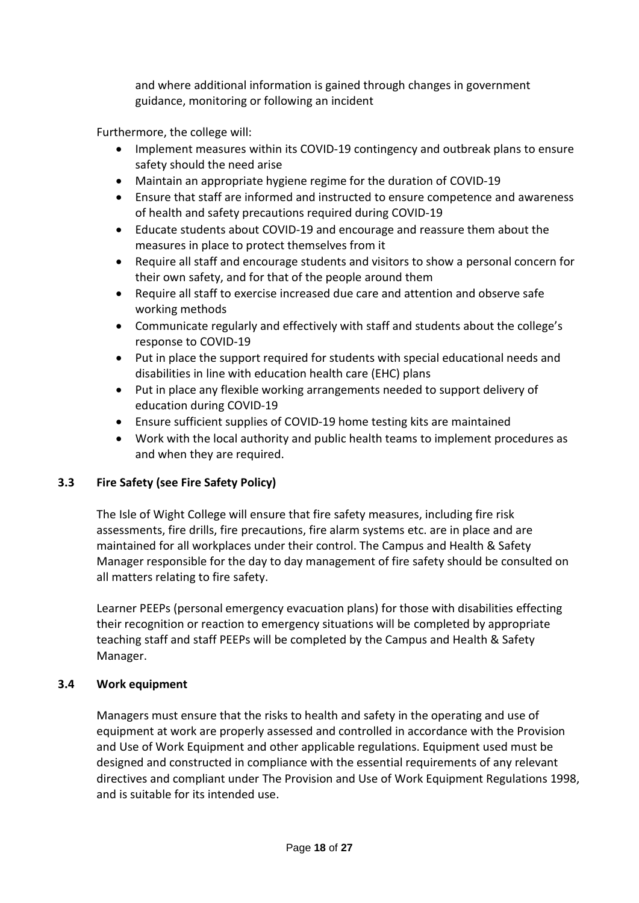and where additional information is gained through changes in government guidance, monitoring or following an incident

Furthermore, the college will:

- Implement measures within its COVID-19 contingency and outbreak plans to ensure safety should the need arise
- Maintain an appropriate hygiene regime for the duration of COVID-19
- Ensure that staff are informed and instructed to ensure competence and awareness of health and safety precautions required during COVID-19
- Educate students about COVID-19 and encourage and reassure them about the measures in place to protect themselves from it
- Require all staff and encourage students and visitors to show a personal concern for their own safety, and for that of the people around them
- Require all staff to exercise increased due care and attention and observe safe working methods
- Communicate regularly and effectively with staff and students about the college's response to COVID-19
- Put in place the support required for students with special educational needs and disabilities in line with education health care (EHC) plans
- Put in place any flexible working arrangements needed to support delivery of education during COVID-19
- Ensure sufficient supplies of COVID-19 home testing kits are maintained
- Work with the local authority and public health teams to implement procedures as and when they are required.

### 3.3 Fire Safety (see Fire Safety Policy)

The Isle of Wight College will ensure that fire safety measures, including fire risk assessments, fire drills, fire precautions, fire alarm systems etc. are in place and are maintained for all workplaces under their control. The Campus and Health & Safety Manager responsible for the day to day management of fire safety should be consulted on all matters relating to fire safety.

Learner PEEPs (personal emergency evacuation plans) for those with disabilities effecting their recognition or reaction to emergency situations will be completed by appropriate teaching staff and staff PEEPs will be completed by the Campus and Health & Safety Manager.

### 3.4 Work equipment

Managers must ensure that the risks to health and safety in the operating and use of equipment at work are properly assessed and controlled in accordance with the Provision and Use of Work Equipment and other applicable regulations. Equipment used must be designed and constructed in compliance with the essential requirements of any relevant directives and compliant under The Provision and Use of Work Equipment Regulations 1998, and is suitable for its intended use.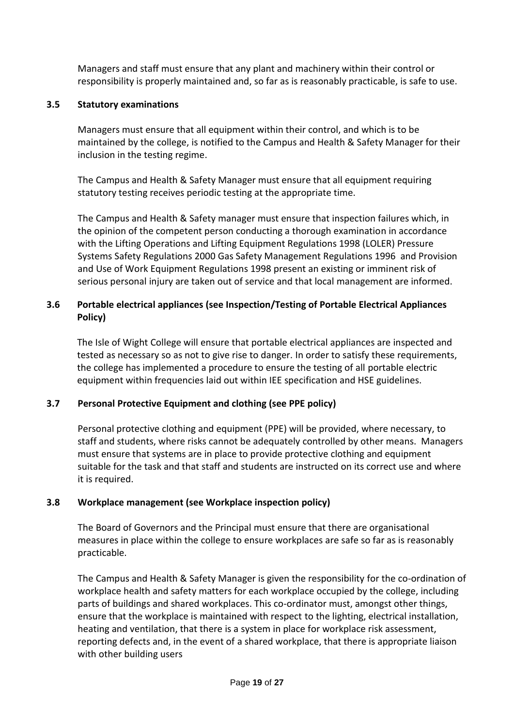Managers and staff must ensure that any plant and machinery within their control or responsibility is properly maintained and, so far as is reasonably practicable, is safe to use.

### 3.5 Statutory examinations

Managers must ensure that all equipment within their control, and which is to be maintained by the college, is notified to the Campus and Health & Safety Manager for their inclusion in the testing regime.

The Campus and Health & Safety Manager must ensure that all equipment requiring statutory testing receives periodic testing at the appropriate time.

The Campus and Health & Safety manager must ensure that inspection failures which, in the opinion of the competent person conducting a thorough examination in accordance with the Lifting Operations and Lifting Equipment Regulations 1998 (LOLER) Pressure Systems Safety Regulations 2000 Gas Safety Management Regulations 1996 and Provision and Use of Work Equipment Regulations 1998 present an existing or imminent risk of serious personal injury are taken out of service and that local management are informed.

### 3.6 Portable electrical appliances (see Inspection/Testing of Portable Electrical Appliances Policy)

The Isle of Wight College will ensure that portable electrical appliances are inspected and tested as necessary so as not to give rise to danger. In order to satisfy these requirements, the college has implemented a procedure to ensure the testing of all portable electric equipment within frequencies laid out within IEE specification and HSE guidelines.

### 3.7 Personal Protective Equipment and clothing (see PPE policy)

Personal protective clothing and equipment (PPE) will be provided, where necessary, to staff and students, where risks cannot be adequately controlled by other means. Managers must ensure that systems are in place to provide protective clothing and equipment suitable for the task and that staff and students are instructed on its correct use and where it is required.

### 3.8 Workplace management (see Workplace inspection policy)

The Board of Governors and the Principal must ensure that there are organisational measures in place within the college to ensure workplaces are safe so far as is reasonably practicable.

The Campus and Health & Safety Manager is given the responsibility for the co-ordination of workplace health and safety matters for each workplace occupied by the college, including parts of buildings and shared workplaces. This co-ordinator must, amongst other things, ensure that the workplace is maintained with respect to the lighting, electrical installation, heating and ventilation, that there is a system in place for workplace risk assessment, reporting defects and, in the event of a shared workplace, that there is appropriate liaison with other building users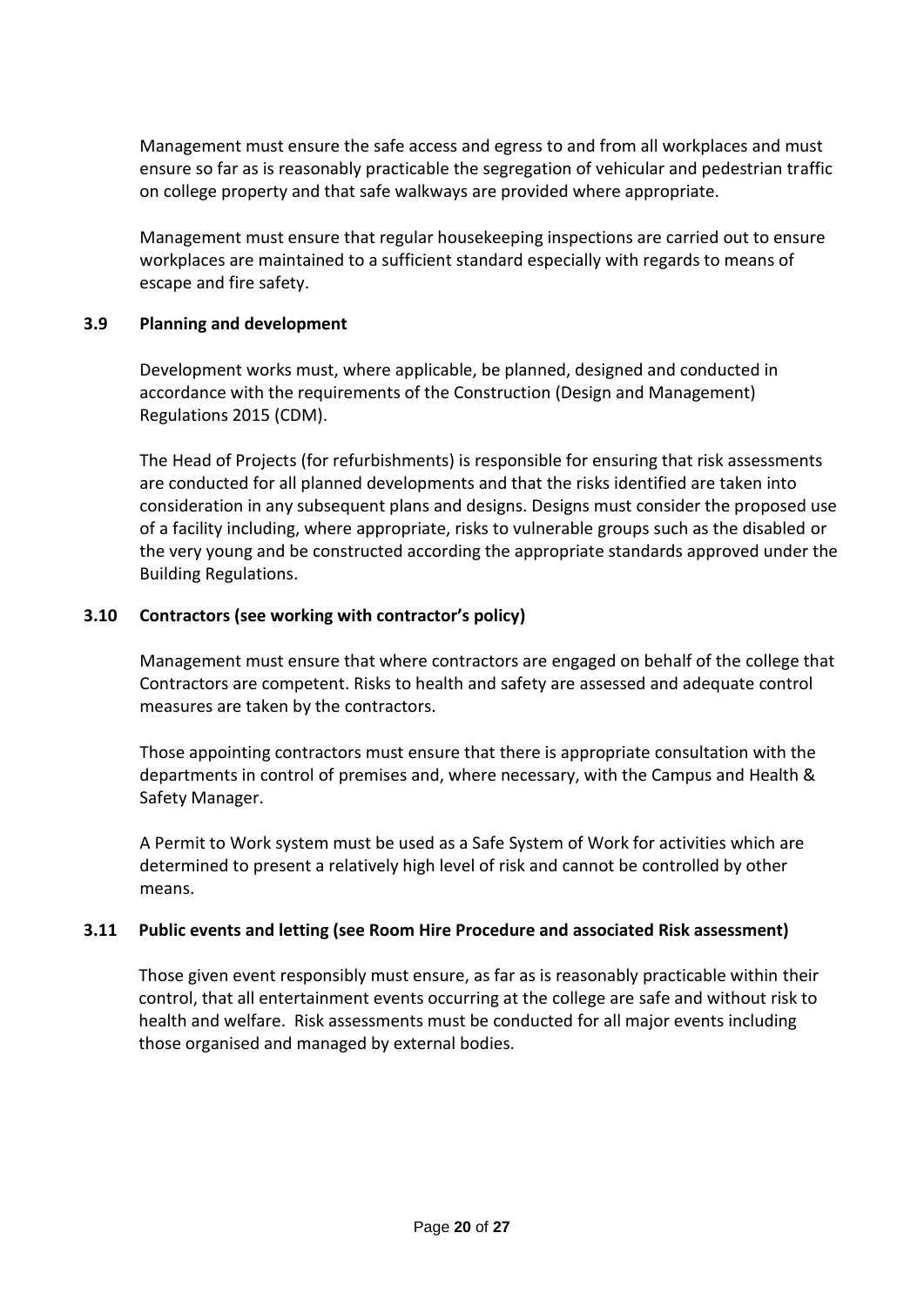Management must ensure the safe access and egress to and from all workplaces and must ensure so far as is reasonably practicable the segregation of vehicular and pedestrian traffic on college property and that safe walkways are provided where appropriate.

Management must ensure that regular housekeeping inspections are carried out to ensure workplaces are maintained to a sufficient standard especially with regards to means of escape and fire safety.

### 3.9 Planning and development

Development works must, where applicable, be planned, designed and conducted in accordance with the requirements of the Construction (Design and Management) Regulations 2015 (CDM).

The Head of Projects (for refurbishments) is responsible for ensuring that risk assessments are conducted for all planned developments and that the risks identified are taken into consideration in any subsequent plans and designs. Designs must consider the proposed use of a facility including, where appropriate, risks to vulnerable groups such as the disabled or the very young and be constructed according the appropriate standards approved under the Building Regulations.

### 3.10 Contractors (see working with contractor's policy)

Management must ensure that where contractors are engaged on behalf of the college that Contractors are competent. Risks to health and safety are assessed and adequate control measures are taken by the contractors.

Those appointing contractors must ensure that there is appropriate consultation with the departments in control of premises and, where necessary, with the Campus and Health & Safety Manager.

A Permit to Work system must be used as a Safe System of Work for activities which are determined to present a relatively high level of risk and cannot be controlled by other means.

### 3.11 Public events and letting (see Room Hire Procedure and associated Risk assessment)

Those given event responsibly must ensure, as far as is reasonably practicable within their control, that all entertainment events occurring at the college are safe and without risk to health and welfare. Risk assessments must be conducted for all major events including those organised and managed by external bodies.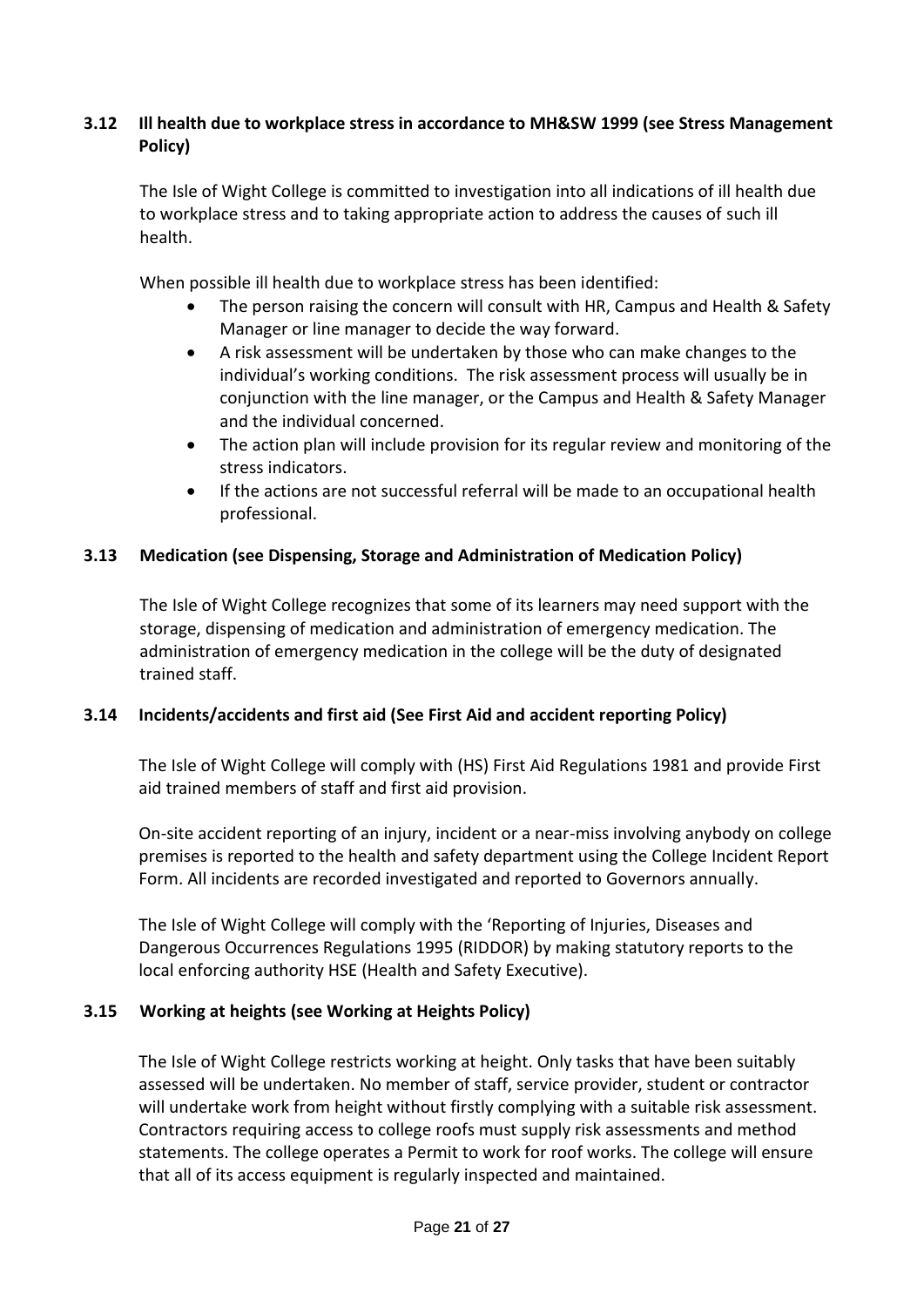### 3.12 Ill health due to workplace stress in accordance to MH&SW 1999 (see Stress Management Policy)

The Isle of Wight College is committed to investigation into all indications of ill health due to workplace stress and to taking appropriate action to address the causes of such ill health.

When possible ill health due to workplace stress has been identified:

- The person raising the concern will consult with HR, Campus and Health & Safety Manager or line manager to decide the way forward.
- A risk assessment will be undertaken by those who can make changes to the individual's working conditions. The risk assessment process will usually be in conjunction with the line manager, or the Campus and Health & Safety Manager and the individual concerned.
- The action plan will include provision for its regular review and monitoring of the stress indicators.
- If the actions are not successful referral will be made to an occupational health professional.

### 3.13 Medication (see Dispensing, Storage and Administration of Medication Policy)

The Isle of Wight College recognizes that some of its learners may need support with the storage, dispensing of medication and administration of emergency medication. The administration of emergency medication in the college will be the duty of designated trained staff.

### 3.14 Incidents/accidents and first aid (See First Aid and accident reporting Policy)

The Isle of Wight College will comply with (HS) First Aid Regulations 1981 and provide First aid trained members of staff and first aid provision.

On-site accident reporting of an injury, incident or a near-miss involving anybody on college premises is reported to the health and safety department using the College Incident Report Form. All incidents are recorded investigated and reported to Governors annually.

The Isle of Wight College will comply with the 'Reporting of Injuries, Diseases and Dangerous Occurrences Regulations 1995 (RIDDOR) by making statutory reports to the local enforcing authority HSE (Health and Safety Executive).

### 3.15 Working at heights (see Working at Heights Policy)

The Isle of Wight College restricts working at height. Only tasks that have been suitably assessed will be undertaken. No member of staff, service provider, student or contractor will undertake work from height without firstly complying with a suitable risk assessment. Contractors requiring access to college roofs must supply risk assessments and method statements. The college operates a Permit to work for roof works. The college will ensure that all of its access equipment is regularly inspected and maintained.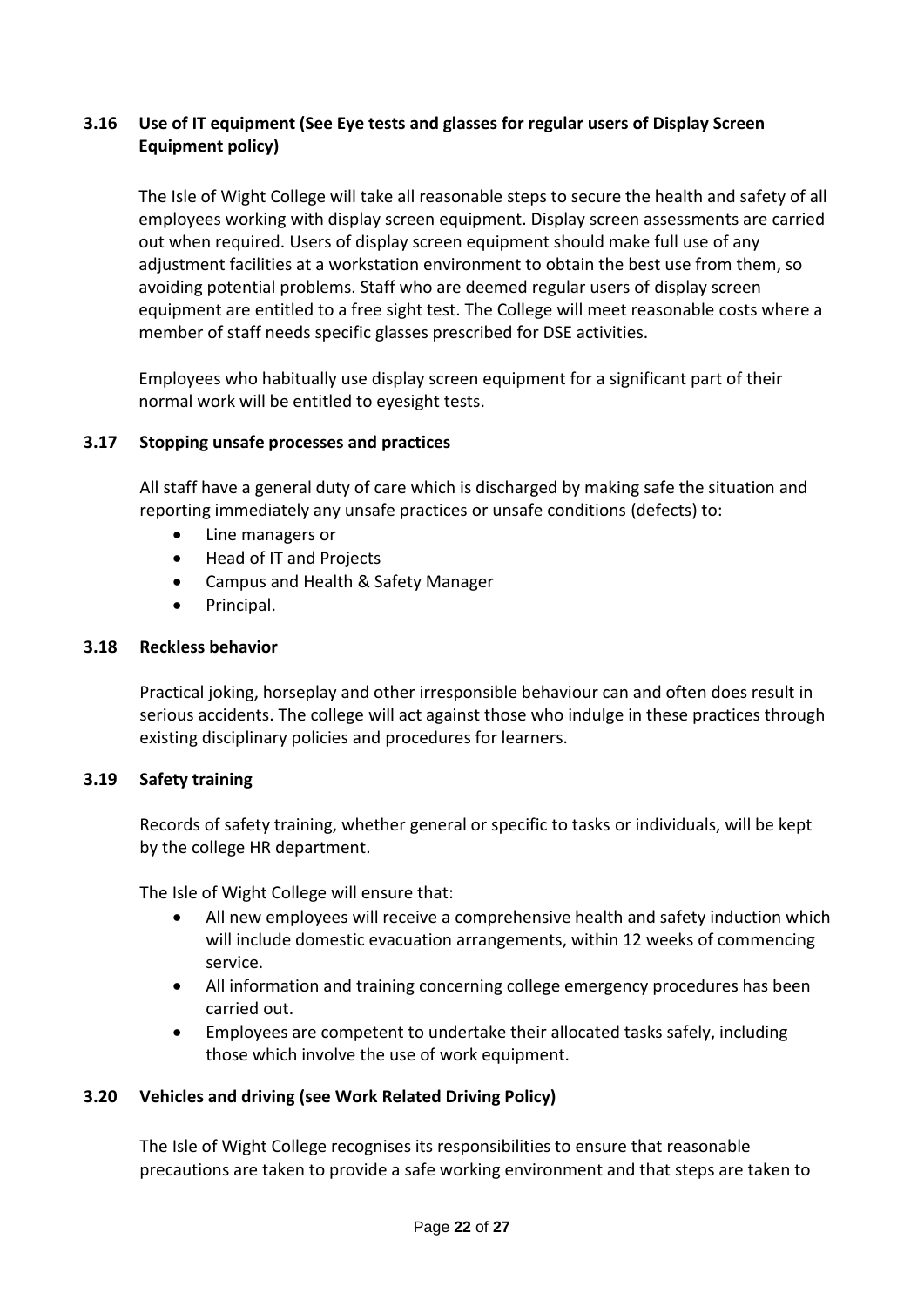### 3.16 Use of IT equipment (See Eye tests and glasses for regular users of Display Screen Equipment policy)

The Isle of Wight College will take all reasonable steps to secure the health and safety of all employees working with display screen equipment. Display screen assessments are carried out when required. Users of display screen equipment should make full use of any adjustment facilities at a workstation environment to obtain the best use from them, so avoiding potential problems. Staff who are deemed regular users of display screen equipment are entitled to a free sight test. The College will meet reasonable costs where a member of staff needs specific glasses prescribed for DSE activities.

Employees who habitually use display screen equipment for a significant part of their normal work will be entitled to eyesight tests.

### 3.17 Stopping unsafe processes and practices

All staff have a general duty of care which is discharged by making safe the situation and reporting immediately any unsafe practices or unsafe conditions (defects) to:

- Line managers or
- Head of IT and Projects
- Campus and Health & Safety Manager
- Principal.

### 3.18 Reckless behavior

Practical joking, horseplay and other irresponsible behaviour can and often does result in serious accidents. The college will act against those who indulge in these practices through existing disciplinary policies and procedures for learners.

### 3.19 Safety training

Records of safety training, whether general or specific to tasks or individuals, will be kept by the college HR department.

The Isle of Wight College will ensure that:

- All new employees will receive a comprehensive health and safety induction which will include domestic evacuation arrangements, within 12 weeks of commencing service.
- All information and training concerning college emergency procedures has been carried out.
- Employees are competent to undertake their allocated tasks safely, including those which involve the use of work equipment.

### 3.20 Vehicles and driving (see Work Related Driving Policy)

The Isle of Wight College recognises its responsibilities to ensure that reasonable precautions are taken to provide a safe working environment and that steps are taken to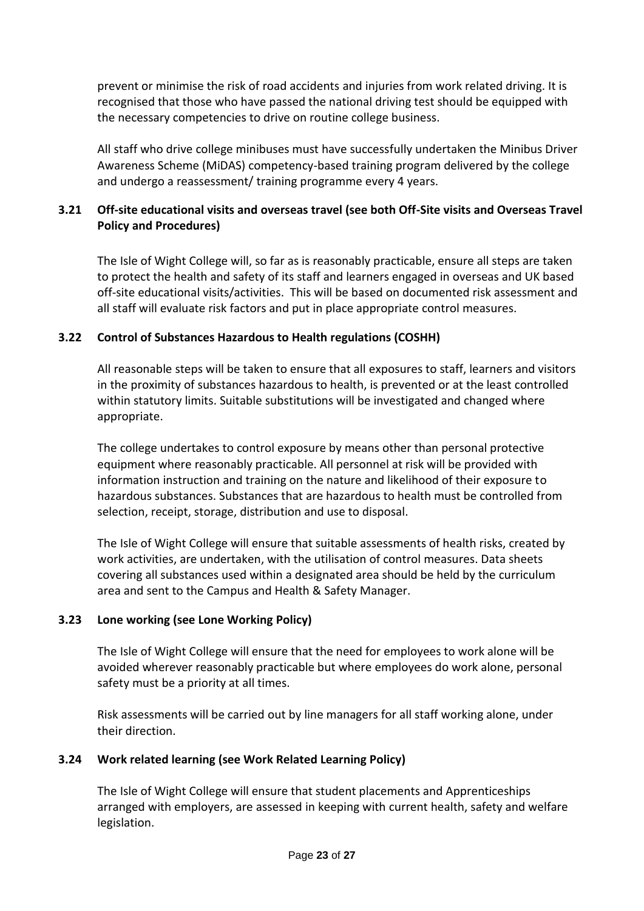prevent or minimise the risk of road accidents and injuries from work related driving. It is recognised that those who have passed the national driving test should be equipped with the necessary competencies to drive on routine college business.

All staff who drive college minibuses must have successfully undertaken the Minibus Driver Awareness Scheme (MiDAS) competency-based training program delivered by the college and undergo a reassessment/ training programme every 4 years.

### 3.21 Off-site educational visits and overseas travel (see both Off-Site visits and Overseas Travel Policy and Procedures)

The Isle of Wight College will, so far as is reasonably practicable, ensure all steps are taken to protect the health and safety of its staff and learners engaged in overseas and UK based off-site educational visits/activities. This will be based on documented risk assessment and all staff will evaluate risk factors and put in place appropriate control measures.

### 3.22 Control of Substances Hazardous to Health regulations (COSHH)

All reasonable steps will be taken to ensure that all exposures to staff, learners and visitors in the proximity of substances hazardous to health, is prevented or at the least controlled within statutory limits. Suitable substitutions will be investigated and changed where appropriate.

The college undertakes to control exposure by means other than personal protective equipment where reasonably practicable. All personnel at risk will be provided with information instruction and training on the nature and likelihood of their exposure to hazardous substances. Substances that are hazardous to health must be controlled from selection, receipt, storage, distribution and use to disposal.

The Isle of Wight College will ensure that suitable assessments of health risks, created by work activities, are undertaken, with the utilisation of control measures. Data sheets covering all substances used within a designated area should be held by the curriculum area and sent to the Campus and Health & Safety Manager.

### 3.23 Lone working (see Lone Working Policy)

The Isle of Wight College will ensure that the need for employees to work alone will be avoided wherever reasonably practicable but where employees do work alone, personal safety must be a priority at all times.

Risk assessments will be carried out by line managers for all staff working alone, under their direction.

### 3.24 Work related learning (see Work Related Learning Policy)

The Isle of Wight College will ensure that student placements and Apprenticeships arranged with employers, are assessed in keeping with current health, safety and welfare legislation.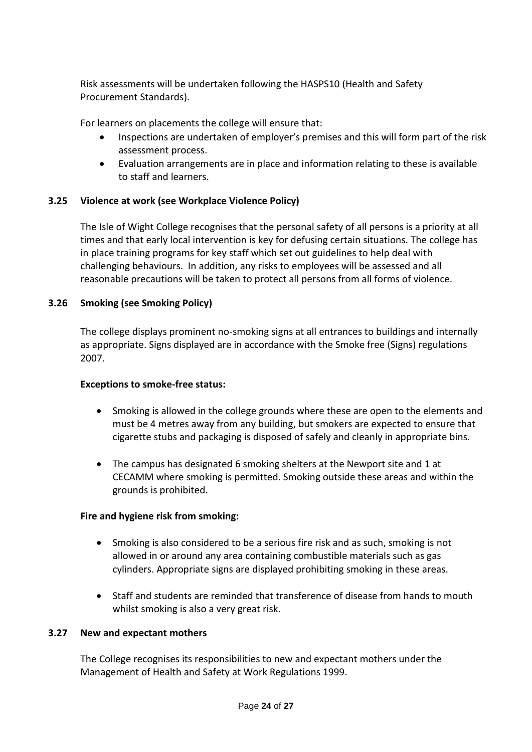Risk assessments will be undertaken following the HASPS10 (Health and Safety Procurement Standards).

For learners on placements the college will ensure that:

- Inspections are undertaken of employer's premises and this will form part of the risk assessment process.
- Evaluation arrangements are in place and information relating to these is available to staff and learners.

### 3.25 Violence at work (see Workplace Violence Policy)

The Isle of Wight College recognises that the personal safety of all persons is a priority at all times and that early local intervention is key for defusing certain situations. The college has in place training programs for key staff which set out guidelines to help deal with challenging behaviours. In addition, any risks to employees will be assessed and all reasonable precautions will be taken to protect all persons from all forms of violence.

### 3.26 Smoking (see Smoking Policy)

The college displays prominent no-smoking signs at all entrances to buildings and internally as appropriate. Signs displayed are in accordance with the Smoke free (Signs) regulations 2007.

**Exceptions to smoke-free status:**

- Smoking is allowed in the college grounds where these are open to the elements and must be 4 metres away from any building, but smokers are expected to ensure that cigarette stubs and packaging is disposed of safely and cleanly in appropriate bins.

- The campus has designated 6 smoking shelters at the Newport site and 1 at CECAMM where smoking is permitted. Smoking outside these areas and within the grounds is prohibited.

**Fire and hygiene risk from smoking:**

- Smoking is also considered to be a serious fire risk and as such, smoking is not allowed in or around any area containing combustible materials such as gas cylinders. Appropriate signs are displayed prohibiting smoking in these areas.

- Staff and students are reminded that transference of disease from hands to mouth whilst smoking is also a very great risk.

### 3.27 New and expectant mothers

The College recognises its responsibilities to new and expectant mothers under the Management of Health and Safety at Work Regulations 1999.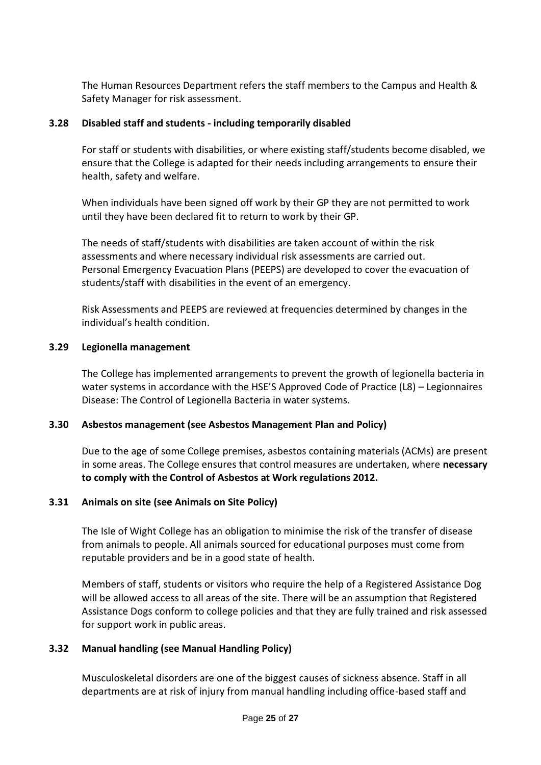The Human Resources Department refers the staff members to the Campus and Health & Safety Manager for risk assessment.

### 3.28 Disabled staff and students - including temporarily disabled

For staff or students with disabilities, or where existing staff/students become disabled, we ensure that the College is adapted for their needs including arrangements to ensure their health, safety and welfare.

When individuals have been signed off work by their GP they are not permitted to work until they have been declared fit to return to work by their GP.

The needs of staff/students with disabilities are taken account of within the risk assessments and where necessary individual risk assessments are carried out. Personal Emergency Evacuation Plans (PEEPS) are developed to cover the evacuation of students/staff with disabilities in the event of an emergency.

Risk Assessments and PEEPS are reviewed at frequencies determined by changes in the individual's health condition.

### 3.29 Legionella management

The College has implemented arrangements to prevent the growth of legionella bacteria in water systems in accordance with the HSE'S Approved Code of Practice (L8) – Legionnaires Disease: The Control of Legionella Bacteria in water systems.

### 3.30 Asbestos management (see Asbestos Management Plan and Policy)

Due to the age of some College premises, asbestos containing materials (ACMs) are present in some areas. The College ensures that control measures are undertaken, where **necessary to comply with the Control of Asbestos at Work regulations 2012.**

### 3.31 Animals on site (see Animals on Site Policy)

The Isle of Wight College has an obligation to minimise the risk of the transfer of disease from animals to people. All animals sourced for educational purposes must come from reputable providers and be in a good state of health.

Members of staff, students or visitors who require the help of a Registered Assistance Dog will be allowed access to all areas of the site. There will be an assumption that Registered Assistance Dogs conform to college policies and that they are fully trained and risk assessed for support work in public areas.

### 3.32 Manual handling (see Manual Handling Policy)

Musculoskeletal disorders are one of the biggest causes of sickness absence. Staff in all departments are at risk of injury from manual handling including office-based staff and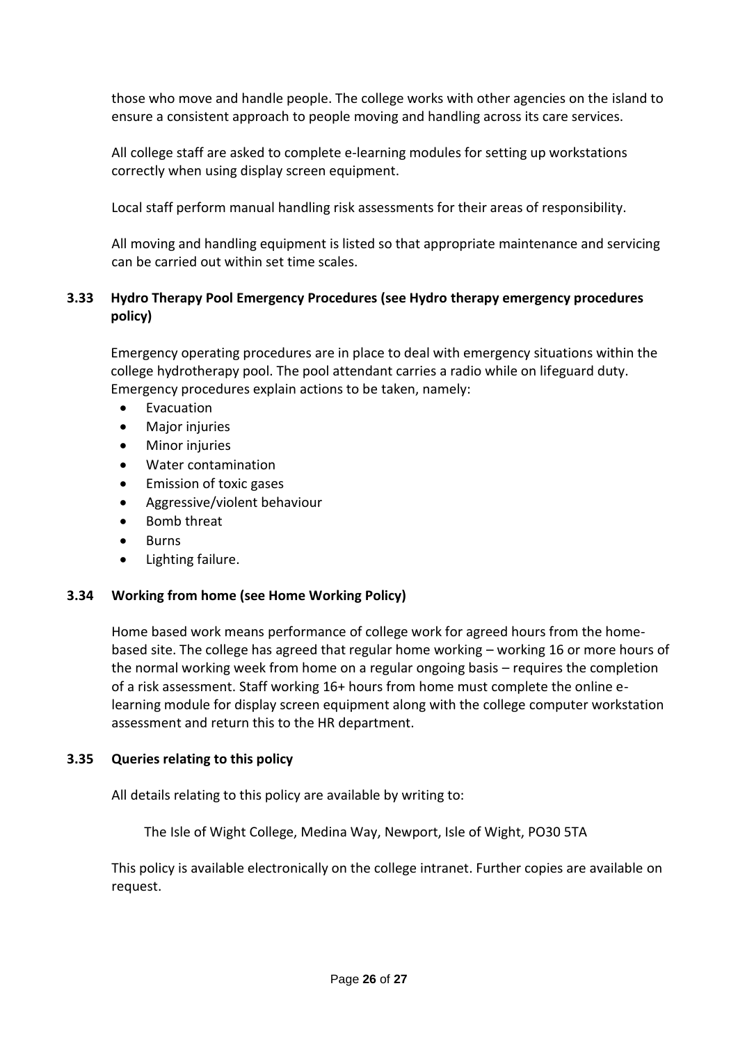those who move and handle people. The college works with other agencies on the island to ensure a consistent approach to people moving and handling across its care services.

All college staff are asked to complete e-learning modules for setting up workstations correctly when using display screen equipment.

Local staff perform manual handling risk assessments for their areas of responsibility.

All moving and handling equipment is listed so that appropriate maintenance and servicing can be carried out within set time scales.

### 3.33 Hydro Therapy Pool Emergency Procedures (see Hydro therapy emergency procedures policy)

Emergency operating procedures are in place to deal with emergency situations within the college hydrotherapy pool. The pool attendant carries a radio while on lifeguard duty. Emergency procedures explain actions to be taken, namely:

- Evacuation
- Major injuries
- Minor injuries
- Water contamination
- Emission of toxic gases
- Aggressive/violent behaviour
- Bomb threat
- Burns
- Lighting failure.

### 3.34 Working from home (see Home Working Policy)

Home based work means performance of college work for agreed hours from the home-based site. The college has agreed that regular home working – working 16 or more hours of the normal working week from home on a regular ongoing basis – requires the completion of a risk assessment. Staff working 16+ hours from home must complete the online e-learning module for display screen equipment along with the college computer workstation assessment and return this to the HR department.

### 3.35 Queries relating to this policy

All details relating to this policy are available by writing to:

The Isle of Wight College, Medina Way, Newport, Isle of Wight, PO30 5TA

This policy is available electronically on the college intranet. Further copies are available on request.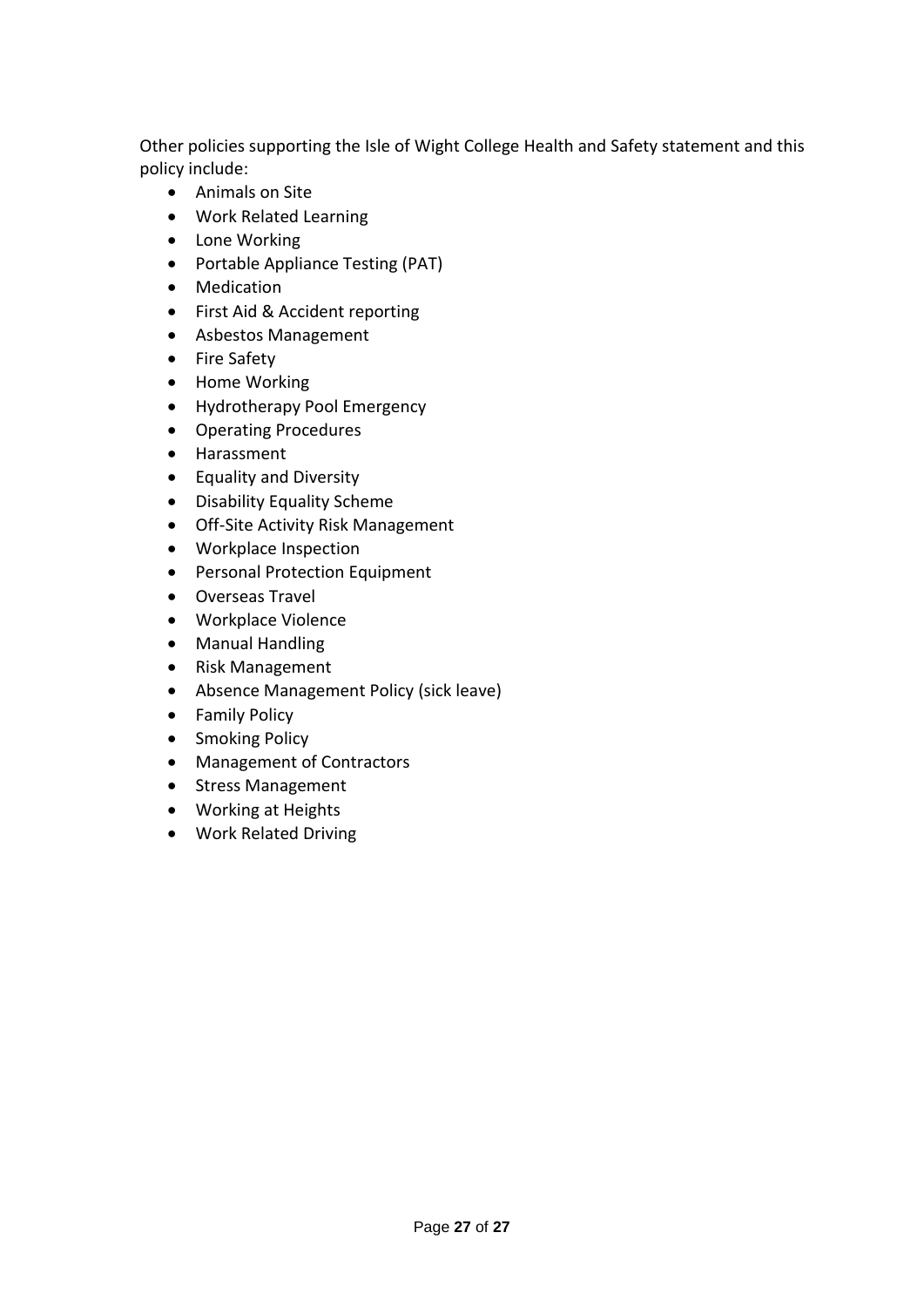Other policies supporting the Isle of Wight College Health and Safety statement and this policy include:

- Animals on Site
- Work Related Learning
- Lone Working
- Portable Appliance Testing (PAT)
- Medication
- First Aid & Accident reporting
- Asbestos Management
- Fire Safety
- Home Working
- Hydrotherapy Pool Emergency
- Operating Procedures
- Harassment
- Equality and Diversity
- Disability Equality Scheme
- Off-Site Activity Risk Management
- Workplace Inspection
- Personal Protection Equipment
- Overseas Travel
- Workplace Violence
- Manual Handling
- Risk Management
- Absence Management Policy (sick leave)
- Family Policy
- Smoking Policy
- Management of Contractors
- Stress Management
- Working at Heights
- Work Related Driving